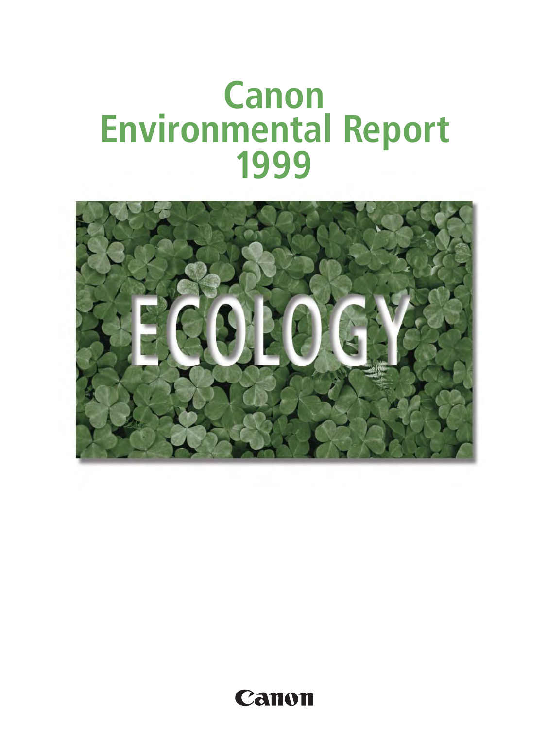# Canon Environmental Report 1999

ECOLOGY

Canon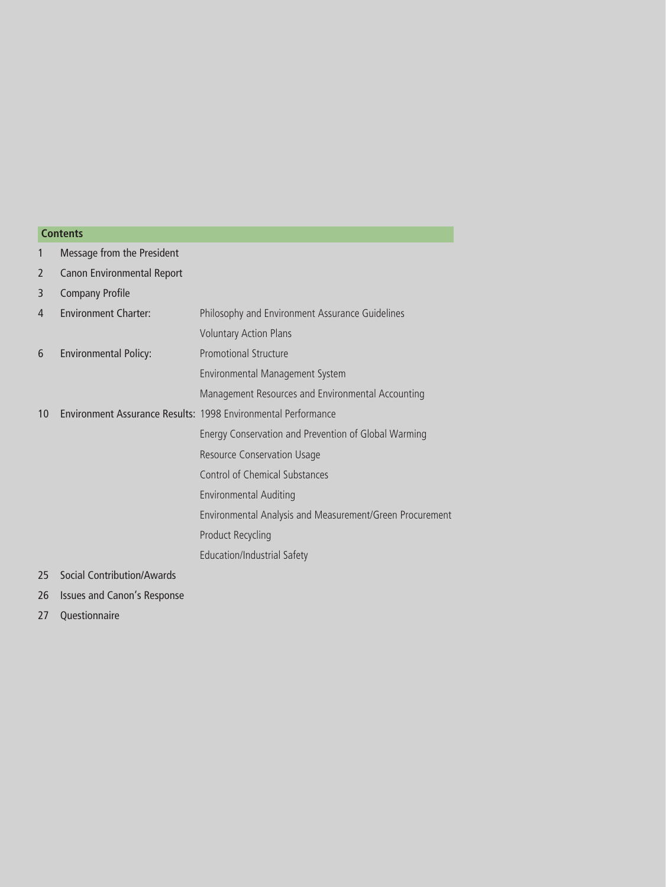## Contents

| | | |
|---|---|---|
| 1 | Message from the President | |
| 2 | Canon Environmental Report | |
| 3 | Company Profile | |
| 4 | Environment Charter: | Philosophy and Environment Assurance Guidelines |
| | | Voluntary Action Plans |
| 6 | Environmental Policy: | Promotional Structure |
| | | Environmental Management System |
| | | Management Resources and Environmental Accounting |
| 10 | Environment Assurance Results: | 1998 Environmental Performance |
| | | Energy Conservation and Prevention of Global Warming |
| | | Resource Conservation Usage |
| | | Control of Chemical Substances |
| | | Environmental Auditing |
| | | Environmental Analysis and Measurement/Green Procurement |
| | | Product Recycling |
| | | Education/Industrial Safety |
| 25 | Social Contribution/Awards | |
| 26 | Issues and Canon's Response | |
| 27 | Questionnaire | |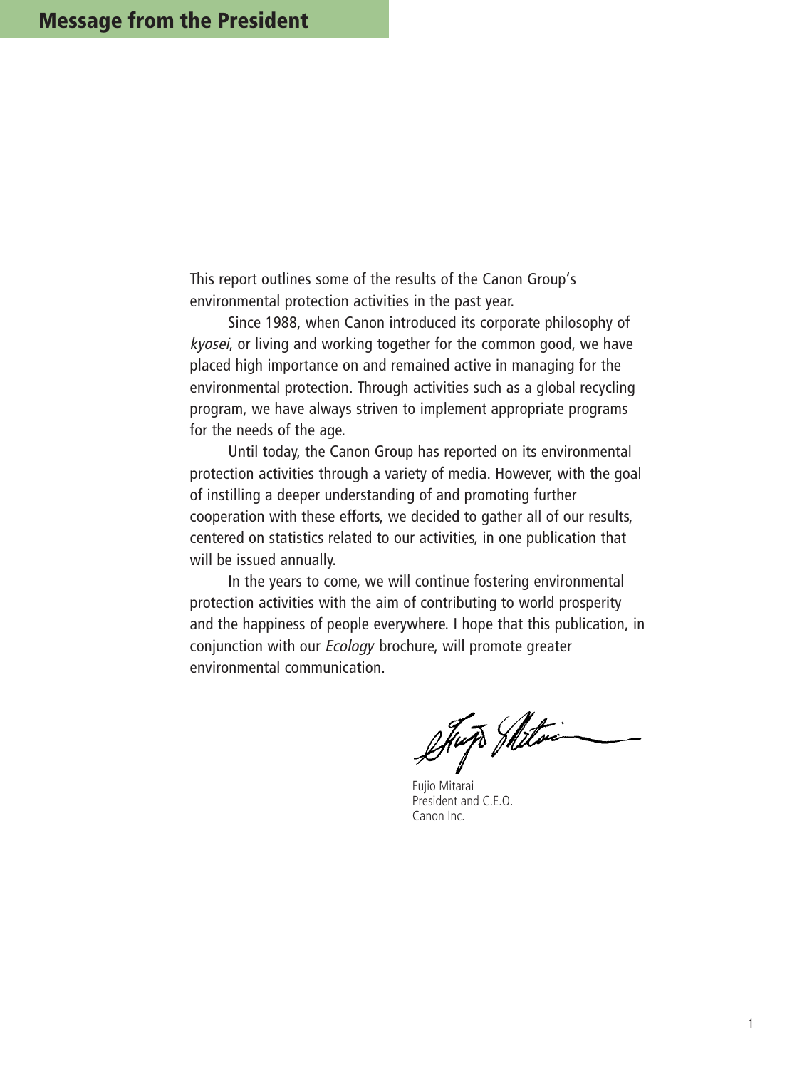## Message from the President

This report outlines some of the results of the Canon Group's environmental protection activities in the past year.

Since 1988, when Canon introduced its corporate philosophy of *kyosei*, or living and working together for the common good, we have placed high importance on and remained active in managing for the environmental protection. Through activities such as a global recycling program, we have always striven to implement appropriate programs for the needs of the age.

Until today, the Canon Group has reported on its environmental protection activities through a variety of media. However, with the goal of instilling a deeper understanding of and promoting further cooperation with these efforts, we decided to gather all of our results, centered on statistics related to our activities, in one publication that will be issued annually.

In the years to come, we will continue fostering environmental protection activities with the aim of contributing to world prosperity and the happiness of people everywhere. I hope that this publication, in conjunction with our *Ecology* brochure, will promote greater environmental communication.

Fujio Mitarai
President and C.E.O.
Canon Inc.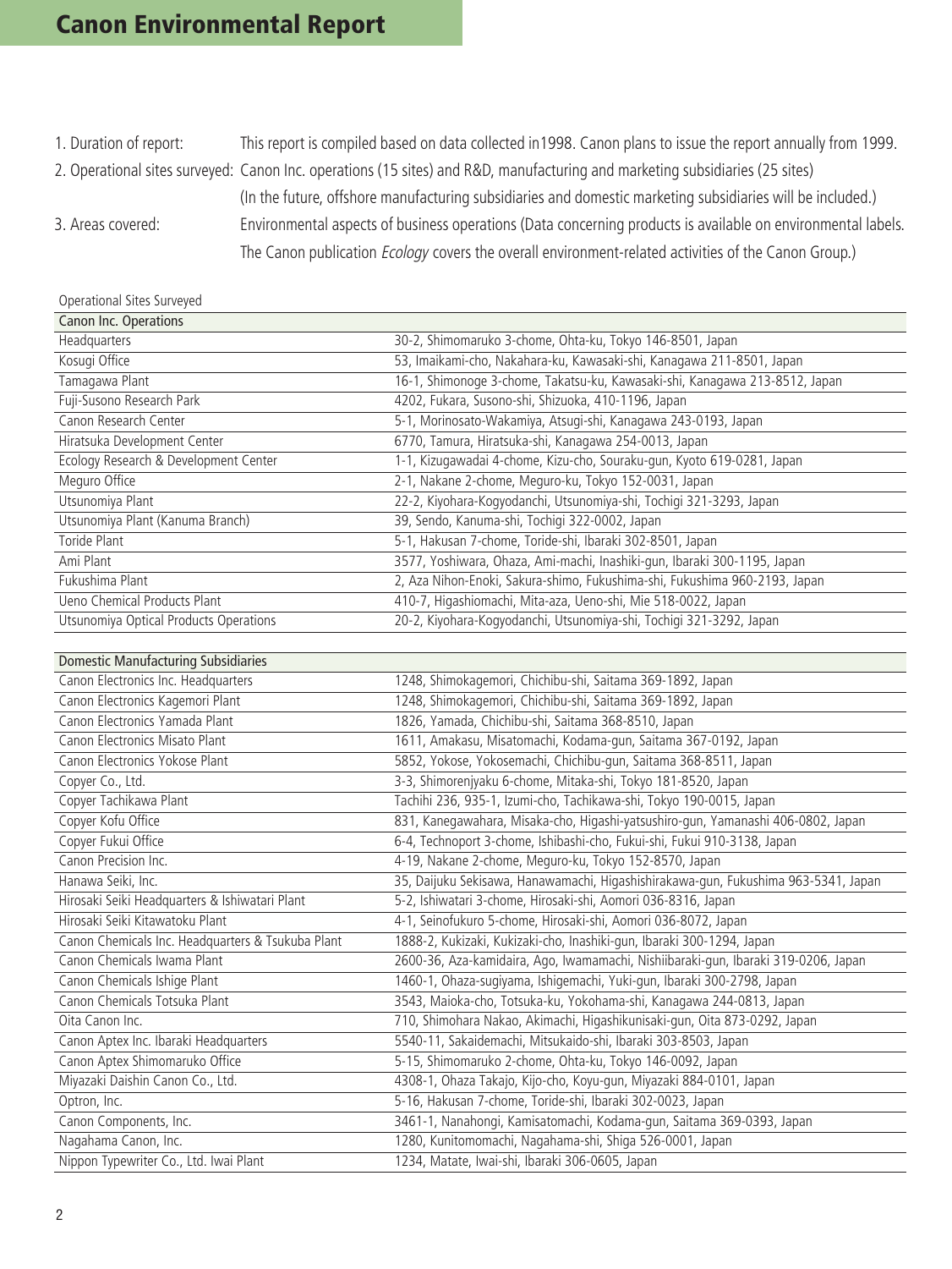# Canon Environmental Report

1. Duration of report: This report is compiled based on data collected in1998. Canon plans to issue the report annually from 1999.
2. Operational sites surveyed: Canon Inc. operations (15 sites) and R&D, manufacturing and marketing subsidiaries (25 sites)
   (In the future, offshore manufacturing subsidiaries and domestic marketing subsidiaries will be included.)
3. Areas covered: Environmental aspects of business operations (Data concerning products is available on environmental labels. The Canon publication *Ecology* covers the overall environment-related activities of the Canon Group.)

Operational Sites Surveyed

| Canon Inc. Operations | |
|---|---|
| Headquarters | 30-2, Shimomaruko 3-chome, Ohta-ku, Tokyo 146-8501, Japan |
| Kosugi Office | 53, Imaikami-cho, Nakahara-ku, Kawasaki-shi, Kanagawa 211-8501, Japan |
| Tamagawa Plant | 16-1, Shimonoge 3-chome, Takatsu-ku, Kawasaki-shi, Kanagawa 213-8512, Japan |
| Fuji-Susono Research Park | 4202, Fukara, Susono-shi, Shizuoka, 410-1196, Japan |
| Canon Research Center | 5-1, Morinosato-Wakamiya, Atsugi-shi, Kanagawa 243-0193, Japan |
| Hiratsuka Development Center | 6770, Tamura, Hiratsuka-shi, Kanagawa 254-0013, Japan |
| Ecology Research & Development Center | 1-1, Kizugawadai 4-chome, Kizu-cho, Souraku-gun, Kyoto 619-0281, Japan |
| Meguro Office | 2-1, Nakane 2-chome, Meguro-ku, Tokyo 152-0031, Japan |
| Utsunomiya Plant | 22-2, Kiyohara-Kogyodanchi, Utsunomiya-shi, Tochigi 321-3293, Japan |
| Utsunomiya Plant (Kanuma Branch) | 39, Sendo, Kanuma-shi, Tochigi 322-0002, Japan |
| Toride Plant | 5-1, Hakusan 7-chome, Toride-shi, Ibaraki 302-8501, Japan |
| Ami Plant | 3577, Yoshiwara, Ohaza, Ami-machi, Inashiki-gun, Ibaraki 300-1195, Japan |
| Fukushima Plant | 2, Aza Nihon-Enoki, Sakura-shimo, Fukushima-shi, Fukushima 960-2193, Japan |
| Ueno Chemical Products Plant | 410-7, Higashiomachi, Mita-aza, Ueno-shi, Mie 518-0022, Japan |
| Utsunomiya Optical Products Operations | 20-2, Kiyohara-Kogyodanchi, Utsunomiya-shi, Tochigi 321-3292, Japan |

| Domestic Manufacturing Subsidiaries | |
|---|---|
| Canon Electronics Inc. Headquarters | 1248, Shimokagemori, Chichibu-shi, Saitama 369-1892, Japan |
| Canon Electronics Kagemori Plant | 1248, Shimokagemori, Chichibu-shi, Saitama 369-1892, Japan |
| Canon Electronics Yamada Plant | 1826, Yamada, Chichibu-shi, Saitama 368-8510, Japan |
| Canon Electronics Misato Plant | 1611, Amakasu, Misatomachi, Kodama-gun, Saitama 367-0192, Japan |
| Canon Electronics Yokose Plant | 5852, Yokose, Yokosemachi, Chichibu-gun, Saitama 368-8511, Japan |
| Copyer Co., Ltd. | 3-3, Shimorenjyaku 6-chome, Mitaka-shi, Tokyo 181-8520, Japan |
| Copyer Tachikawa Plant | Tachihi 236, 935-1, Izumi-cho, Tachikawa-shi, Tokyo 190-0015, Japan |
| Copyer Kofu Office | 831, Kanegawahara, Misaka-cho, Higashi-yatsushiro-gun, Yamanashi 406-0802, Japan |
| Copyer Fukui Office | 6-4, Technoport 3-chome, Ishibashi-cho, Fukui-shi, Fukui 910-3138, Japan |
| Canon Precision Inc. | 4-19, Nakane 2-chome, Meguro-ku, Tokyo 152-8570, Japan |
| Hanawa Seiki, Inc. | 35, Daijuku Sekisawa, Hanawamachi, Higashishirakawa-gun, Fukushima 963-5341, Japan |
| Hirosaki Seiki Headquarters & Ishiwatari Plant | 5-2, Ishiwatari 3-chome, Hirosaki-shi, Aomori 036-8316, Japan |
| Hirosaki Seiki Kitawatoku Plant | 4-1, Seinofukuro 5-chome, Hirosaki-shi, Aomori 036-8072, Japan |
| Canon Chemicals Inc. Headquarters & Tsukuba Plant | 1888-2, Kukizaki, Kukizaki-cho, Inashiki-gun, Ibaraki 300-1294, Japan |
| Canon Chemicals Iwama Plant | 2600-36, Aza-kamidaira, Ago, Iwamamachi, Nishiibaraki-gun, Ibaraki 319-0206, Japan |
| Canon Chemicals Ishige Plant | 1460-1, Ohaza-sugiyama, Ishigemachi, Yuki-gun, Ibaraki 300-2798, Japan |
| Canon Chemicals Totsuka Plant | 3543, Maioka-cho, Totsuka-ku, Yokohama-shi, Kanagawa 244-0813, Japan |
| Oita Canon Inc. | 710, Shimohara Nakao, Akimachi, Higashikunisaki-gun, Oita 873-0292, Japan |
| Canon Aptex Inc. Ibaraki Headquarters | 5540-11, Sakaidemachi, Mitsukaido-shi, Ibaraki 303-8503, Japan |
| Canon Aptex Shimomaruko Office | 5-15, Shimomaruko 2-chome, Ohta-ku, Tokyo 146-0092, Japan |
| Miyazaki Daishin Canon Co., Ltd. | 4308-1, Ohaza Takajo, Kijo-cho, Koyu-gun, Miyazaki 884-0101, Japan |
| Optron, Inc. | 5-16, Hakusan 7-chome, Toride-shi, Ibaraki 302-0023, Japan |
| Canon Components, Inc. | 3461-1, Nanahongi, Kamisatomachi, Kodama-gun, Saitama 369-0393, Japan |
| Nagahama Canon, Inc. | 1280, Kunitomomachi, Nagahama-shi, Shiga 526-0001, Japan |
| Nippon Typewriter Co., Ltd. Iwai Plant | 1234, Matate, Iwai-shi, Ibaraki 306-0605, Japan |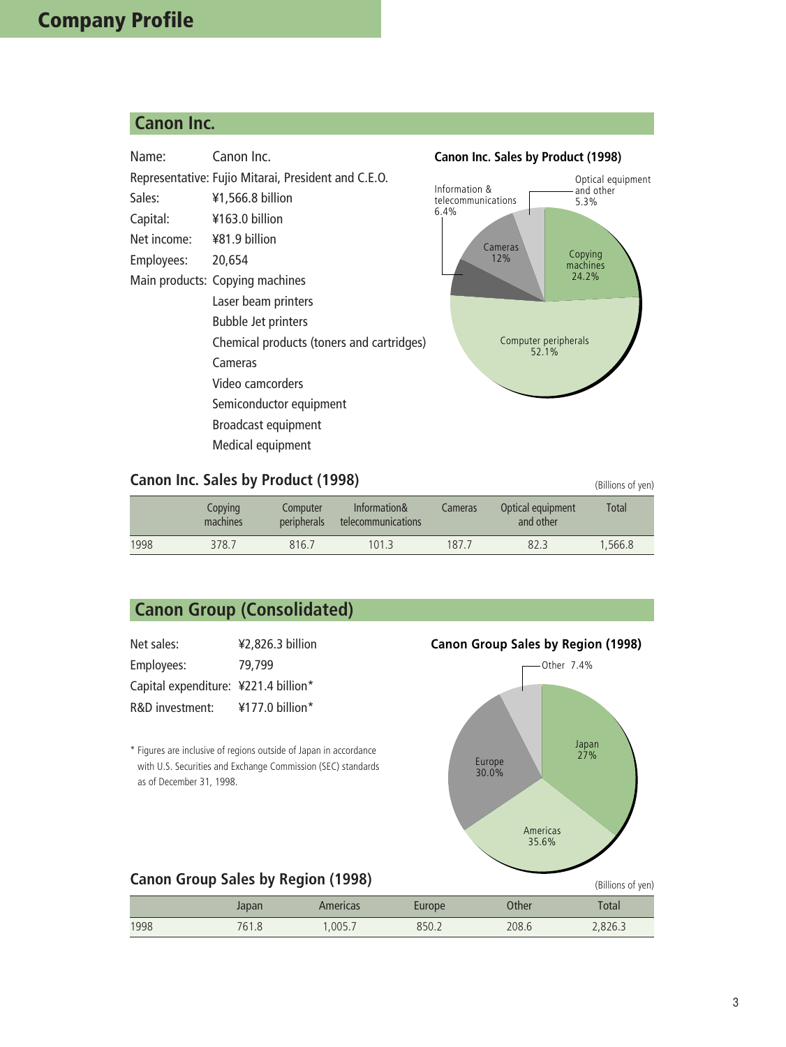# Company Profile

## Canon Inc.

Name: Canon Inc.

Representative: Fujio Mitarai, President and C.E.O.

Sales: ¥1,566.8 billion

Capital: ¥163.0 billion

Net income: ¥81.9 billion

Employees: 20,654

Main products: Copying machines
- Laser beam printers
- Bubble Jet printers
- Chemical products (toners and cartridges)
- Cameras
- Video camcorders
- Semiconductor equipment
- Broadcast equipment
- Medical equipment

**Canon Inc. Sales by Product (1998)**

- Copying machines 24.2%
- Computer peripherals 52.1%
- Information & telecommunications 6.4%
- Cameras 12%
- Optical equipment and other 5.3%

### Canon Inc. Sales by Product (1998)

(Billions of yen)

| | Copying machines | Computer peripherals | Information& telecommunications | Cameras | Optical equipment and other | Total |
|---|---|---|---|---|---|---|
| 1998 | 378.7 | 816.7 | 101.3 | 187.7 | 82.3 | 1,566.8 |

## Canon Group (Consolidated)

Net sales: ¥2,826.3 billion

Employees: 79,799

Capital expenditure: ¥221.4 billion*

R&D investment: ¥177.0 billion*

\* Figures are inclusive of regions outside of Japan in accordance with U.S. Securities and Exchange Commission (SEC) standards as of December 31, 1998.

**Canon Group Sales by Region (1998)**

- Japan 27%
- Americas 35.6%
- Europe 30.0%
- Other 7.4%

### Canon Group Sales by Region (1998)

(Billions of yen)

| | Japan | Americas | Europe | Other | Total |
|---|---|---|---|---|---|
| 1998 | 761.8 | 1,005.7 | 850.2 | 208.6 | 2,826.3 |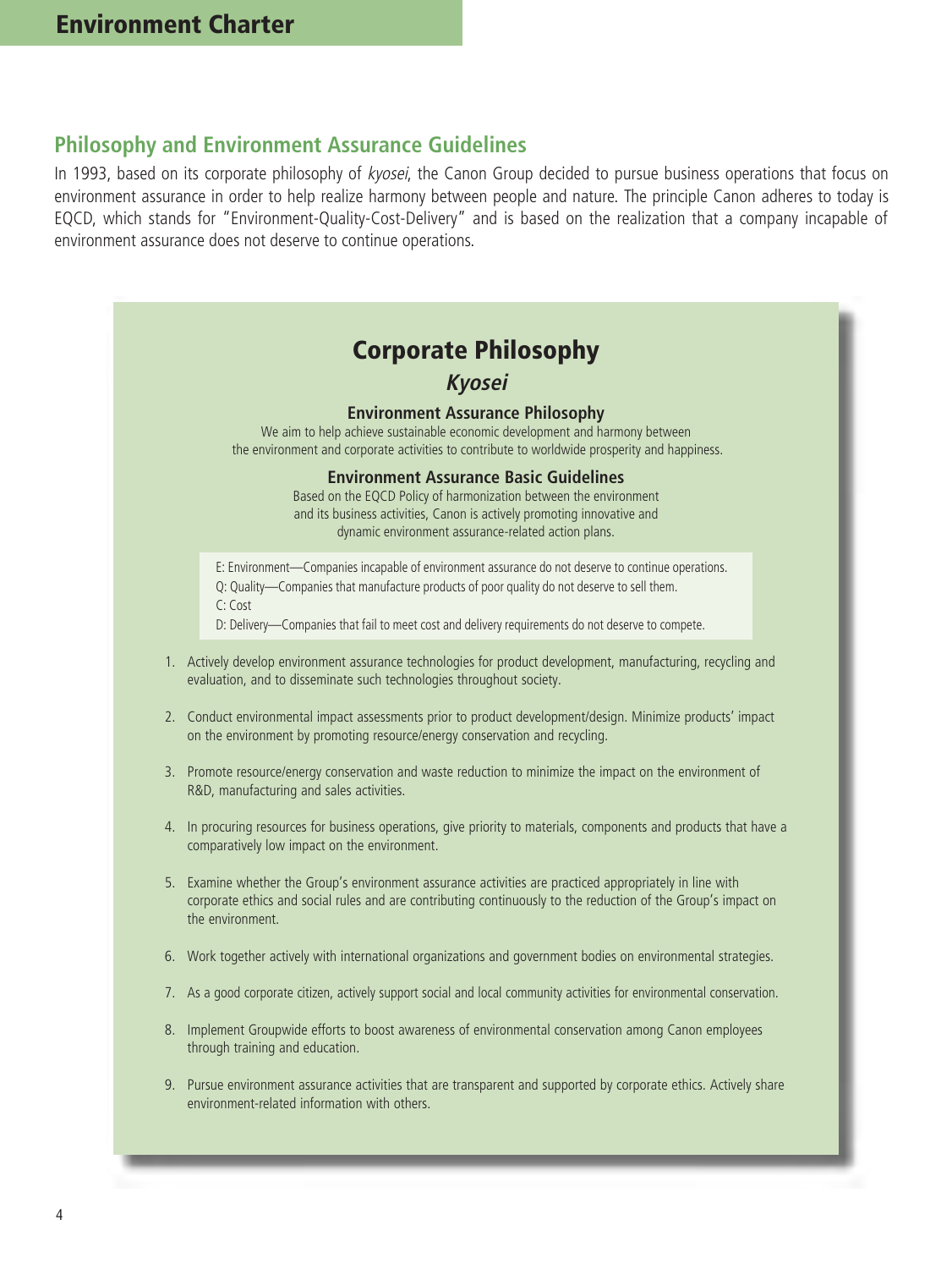# Environment Charter

## Philosophy and Environment Assurance Guidelines

In 1993, based on its corporate philosophy of *kyosei*, the Canon Group decided to pursue business operations that focus on environment assurance in order to help realize harmony between people and nature. The principle Canon adheres to today is EQCD, which stands for "Environment-Quality-Cost-Delivery" and is based on the realization that a company incapable of environment assurance does not deserve to continue operations.

## Corporate Philosophy

### *Kyosei*

### Environment Assurance Philosophy

We aim to help achieve sustainable economic development and harmony between the environment and corporate activities to contribute to worldwide prosperity and happiness.

### Environment Assurance Basic Guidelines

Based on the EQCD Policy of harmonization between the environment and its business activities, Canon is actively promoting innovative and dynamic environment assurance-related action plans.

E: Environment—Companies incapable of environment assurance do not deserve to continue operations.
Q: Quality—Companies that manufacture products of poor quality do not deserve to sell them.
C: Cost
D: Delivery—Companies that fail to meet cost and delivery requirements do not deserve to compete.

1. Actively develop environment assurance technologies for product development, manufacturing, recycling and evaluation, and to disseminate such technologies throughout society.
2. Conduct environmental impact assessments prior to product development/design. Minimize products' impact on the environment by promoting resource/energy conservation and recycling.
3. Promote resource/energy conservation and waste reduction to minimize the impact on the environment of R&D, manufacturing and sales activities.
4. In procuring resources for business operations, give priority to materials, components and products that have a comparatively low impact on the environment.
5. Examine whether the Group's environment assurance activities are practiced appropriately in line with corporate ethics and social rules and are contributing continuously to the reduction of the Group's impact on the environment.
6. Work together actively with international organizations and government bodies on environmental strategies.
7. As a good corporate citizen, actively support social and local community activities for environmental conservation.
8. Implement Groupwide efforts to boost awareness of environmental conservation among Canon employees through training and education.
9. Pursue environment assurance activities that are transparent and supported by corporate ethics. Actively share environment-related information with others.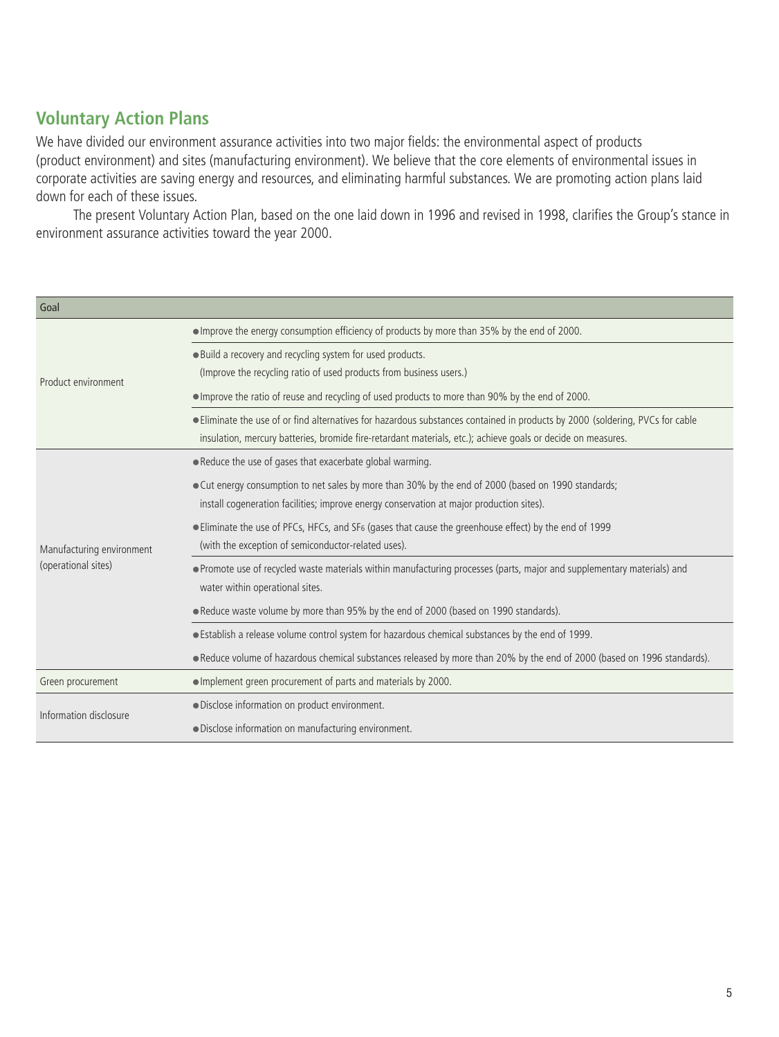## Voluntary Action Plans

We have divided our environment assurance activities into two major fields: the environmental aspect of products (product environment) and sites (manufacturing environment). We believe that the core elements of environmental issues in corporate activities are saving energy and resources, and eliminating harmful substances. We are promoting action plans laid down for each of these issues.

The present Voluntary Action Plan, based on the one laid down in 1996 and revised in 1998, clarifies the Group's stance in environment assurance activities toward the year 2000.

| Goal | |
|---|---|
| Product environment | ● Improve the energy consumption efficiency of products by more than 35% by the end of 2000. |
| | ● Build a recovery and recycling system for used products. (Improve the recycling ratio of used products from business users.) |
| | ● Improve the ratio of reuse and recycling of used products to more than 90% by the end of 2000. |
| | ● Eliminate the use of or find alternatives for hazardous substances contained in products by 2000 (soldering, PVCs for cable insulation, mercury batteries, bromide fire-retardant materials, etc.); achieve goals or decide on measures. |
| Manufacturing environment (operational sites) | ● Reduce the use of gases that exacerbate global warming. |
| | ● Cut energy consumption to net sales by more than 30% by the end of 2000 (based on 1990 standards; install cogeneration facilities; improve energy conservation at major production sites). |
| | ● Eliminate the use of PFCs, HFCs, and $SF_6$ (gases that cause the greenhouse effect) by the end of 1999 (with the exception of semiconductor-related uses). |
| | ● Promote use of recycled waste materials within manufacturing processes (parts, major and supplementary materials) and water within operational sites. |
| | ● Reduce waste volume by more than 95% by the end of 2000 (based on 1990 standards). |
| | ● Establish a release volume control system for hazardous chemical substances by the end of 1999. |
| | ● Reduce volume of hazardous chemical substances released by more than 20% by the end of 2000 (based on 1996 standards). |
| Green procurement | ● Implement green procurement of parts and materials by 2000. |
| Information disclosure | ● Disclose information on product environment. |
| | ● Disclose information on manufacturing environment. |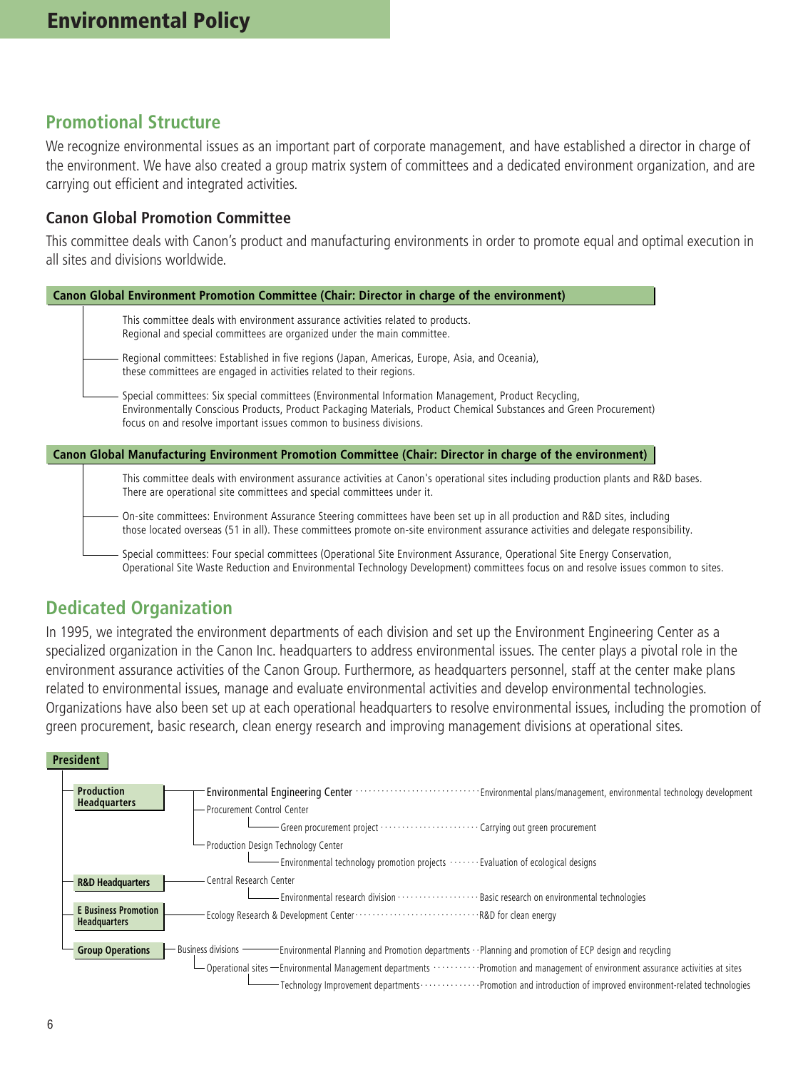# Environmental Policy

## Promotional Structure

We recognize environmental issues as an important part of corporate management, and have established a director in charge of the environment. We have also created a group matrix system of committees and a dedicated environment organization, and are carrying out efficient and integrated activities.

### Canon Global Promotion Committee

This committee deals with Canon's product and manufacturing environments in order to promote equal and optimal execution in all sites and divisions worldwide.

**Canon Global Environment Promotion Committee (Chair: Director in charge of the environment)**

This committee deals with environment assurance activities related to products.
Regional and special committees are organized under the main committee.

- Regional committees: Established in five regions (Japan, Americas, Europe, Asia, and Oceania), these committees are engaged in activities related to their regions.
- Special committees: Six special committees (Environmental Information Management, Product Recycling, Environmentally Conscious Products, Product Packaging Materials, Product Chemical Substances and Green Procurement) focus on and resolve important issues common to business divisions.

**Canon Global Manufacturing Environment Promotion Committee (Chair: Director in charge of the environment)**

This committee deals with environment assurance activities at Canon's operational sites including production plants and R&D bases.
There are operational site committees and special committees under it.

- On-site committees: Environment Assurance Steering committees have been set up in all production and R&D sites, including those located overseas (51 in all). These committees promote on-site environment assurance activities and delegate responsibility.
- Special committees: Four special committees (Operational Site Environment Assurance, Operational Site Energy Conservation, Operational Site Waste Reduction and Environmental Technology Development) committees focus on and resolve issues common to sites.

## Dedicated Organization

In 1995, we integrated the environment departments of each division and set up the Environment Engineering Center as a specialized organization in the Canon Inc. headquarters to address environmental issues. The center plays a pivotal role in the environment assurance activities of the Canon Group. Furthermore, as headquarters personnel, staff at the center make plans related to environmental issues, manage and evaluate environmental activities and develop environmental technologies. Organizations have also been set up at each operational headquarters to resolve environmental issues, including the promotion of green procurement, basic research, clean energy research and improving management divisions at operational sites.

**President**

- **Production Headquarters**
  - Environmental Engineering Center ······ Environmental plans/management, environmental technology development
  - Procurement Control Center
    - Green procurement project ······ Carrying out green procurement
  - Production Design Technology Center
    - Environmental technology promotion projects ······ Evaluation of ecological designs
- **R&D Headquarters**
  - Central Research Center
    - Environmental research division ······ Basic research on environmental technologies
- **E Business Promotion Headquarters**
  - Ecology Research & Development Center ······ R&D for clean energy
- **Group Operations**
  - Business divisions — Environmental Planning and Promotion departments ······ Planning and promotion of ECP design and recycling
  - Operational sites — Environmental Management departments ······ Promotion and management of environment assurance activities at sites
    - Technology Improvement departments ······ Promotion and introduction of improved environment-related technologies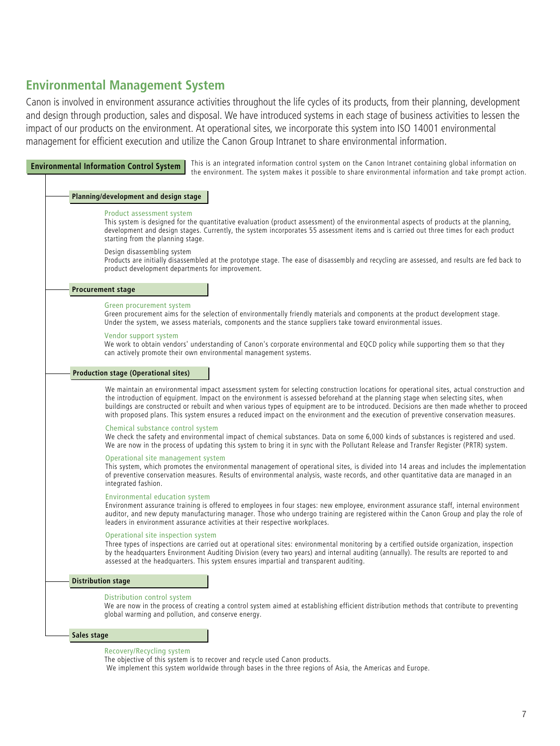## Environmental Management System

Canon is involved in environment assurance activities throughout the life cycles of its products, from their planning, development and design through production, sales and disposal. We have introduced systems in each stage of business activities to lessen the impact of our products on the environment. At operational sites, we incorporate this system into ISO 14001 environmental management for efficient execution and utilize the Canon Group Intranet to share environmental information.

**Environmental Information Control System**

This is an integrated information control system on the Canon Intranet containing global information on the environment. The system makes it possible to share environmental information and take prompt action.

### Planning/development and design stage

**Product assessment system**
This system is designed for the quantitative evaluation (product assessment) of the environmental aspects of products at the planning, development and design stages. Currently, the system incorporates 55 assessment items and is carried out three times for each product starting from the planning stage.

**Design disassembling system**
Products are initially disassembled at the prototype stage. The ease of disassembly and recycling are assessed, and results are fed back to product development departments for improvement.

### Procurement stage

**Green procurement system**
Green procurement aims for the selection of environmentally friendly materials and components at the product development stage. Under the system, we assess materials, components and the stance suppliers take toward environmental issues.

**Vendor support system**
We work to obtain vendors' understanding of Canon's corporate environmental and EQCD policy while supporting them so that they can actively promote their own environmental management systems.

### Production stage (Operational sites)

We maintain an environmental impact assessment system for selecting construction locations for operational sites, actual construction and the introduction of equipment. Impact on the environment is assessed beforehand at the planning stage when selecting sites, when buildings are constructed or rebuilt and when various types of equipment are to be introduced. Decisions are then made whether to proceed with proposed plans. This system ensures a reduced impact on the environment and the execution of preventive conservation measures.

**Chemical substance control system**
We check the safety and environmental impact of chemical substances. Data on some 6,000 kinds of substances is registered and used. We are now in the process of updating this system to bring it in sync with the Pollutant Release and Transfer Register (PRTR) system.

**Operational site management system**
This system, which promotes the environmental management of operational sites, is divided into 14 areas and includes the implementation of preventive conservation measures. Results of environmental analysis, waste records, and other quantitative data are managed in an integrated fashion.

**Environmental education system**
Environment assurance training is offered to employees in four stages: new employee, environment assurance staff, internal environment auditor, and new deputy manufacturing manager. Those who undergo training are registered within the Canon Group and play the role of leaders in environment assurance activities at their respective workplaces.

**Operational site inspection system**
Three types of inspections are carried out at operational sites: environmental monitoring by a certified outside organization, inspection by the headquarters Environment Auditing Division (every two years) and internal auditing (annually). The results are reported to and assessed at the headquarters. This system ensures impartial and transparent auditing.

### Distribution stage

**Distribution control system**
We are now in the process of creating a control system aimed at establishing efficient distribution methods that contribute to preventing global warming and pollution, and conserve energy.

### Sales stage

**Recovery/Recycling system**
The objective of this system is to recover and recycle used Canon products.
We implement this system worldwide through bases in the three regions of Asia, the Americas and Europe.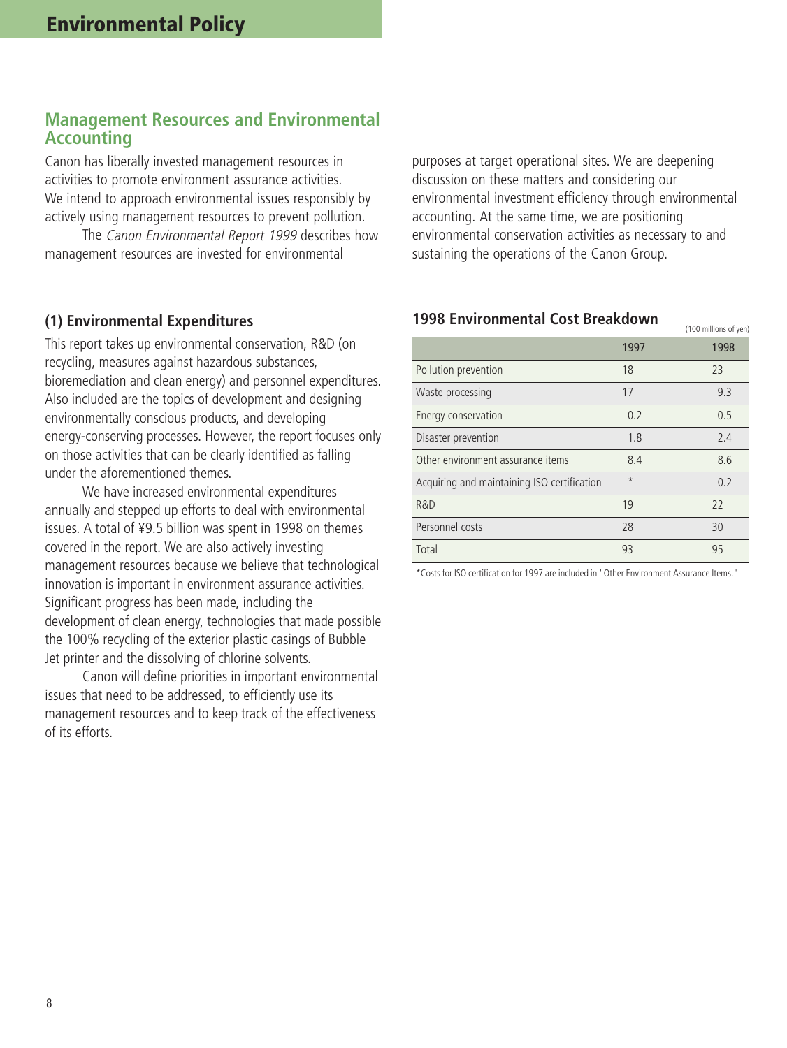# Environmental Policy

## Management Resources and Environmental Accounting

Canon has liberally invested management resources in activities to promote environment assurance activities. We intend to approach environmental issues responsibly by actively using management resources to prevent pollution.

The *Canon Environmental Report 1999* describes how management resources are invested for environmental purposes at target operational sites. We are deepening discussion on these matters and considering our environmental investment efficiency through environmental accounting. At the same time, we are positioning environmental conservation activities as necessary to and sustaining the operations of the Canon Group.

### (1) Environmental Expenditures

This report takes up environmental conservation, R&D (on recycling, measures against hazardous substances, bioremediation and clean energy) and personnel expenditures. Also included are the topics of development and designing environmentally conscious products, and developing energy-conserving processes. However, the report focuses only on those activities that can be clearly identified as falling under the aforementioned themes.

We have increased environmental expenditures annually and stepped up efforts to deal with environmental issues. A total of ¥9.5 billion was spent in 1998 on themes covered in the report. We are also actively investing management resources because we believe that technological innovation is important in environment assurance activities. Significant progress has been made, including the development of clean energy, technologies that made possible the 100% recycling of the exterior plastic casings of Bubble Jet printer and the dissolving of chlorine solvents.

Canon will define priorities in important environmental issues that need to be addressed, to efficiently use its management resources and to keep track of the effectiveness of its efforts.

### 1998 Environmental Cost Breakdown

(100 millions of yen)

| | 1997 | 1998 |
|---|---|---|
| Pollution prevention | 18 | 23 |
| Waste processing | 17 | 9.3 |
| Energy conservation | 0.2 | 0.5 |
| Disaster prevention | 1.8 | 2.4 |
| Other environment assurance items | 8.4 | 8.6 |
| Acquiring and maintaining ISO certification | * | 0.2 |
| R&D | 19 | 22 |
| Personnel costs | 28 | 30 |
| Total | 93 | 95 |

*Costs for ISO certification for 1997 are included in "Other Environment Assurance Items."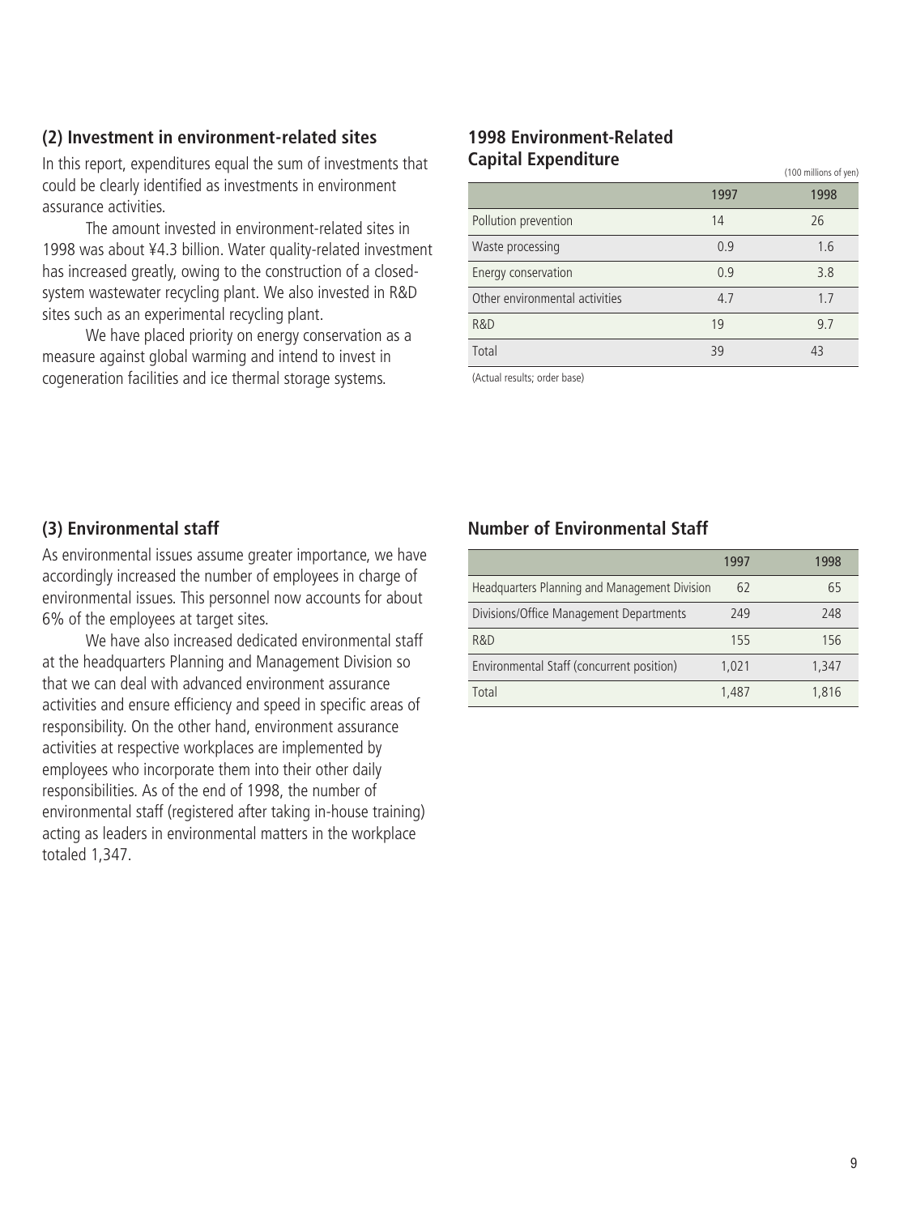## (2) Investment in environment-related sites

In this report, expenditures equal the sum of investments that could be clearly identified as investments in environment assurance activities.

The amount invested in environment-related sites in 1998 was about ¥4.3 billion. Water quality-related investment has increased greatly, owing to the construction of a closed-system wastewater recycling plant. We also invested in R&D sites such as an experimental recycling plant.

We have placed priority on energy conservation as a measure against global warming and intend to invest in cogeneration facilities and ice thermal storage systems.

### 1998 Environment-Related Capital Expenditure

(100 millions of yen)

| | 1997 | 1998 |
|---|---|---|
| Pollution prevention | 14 | 26 |
| Waste processing | 0.9 | 1.6 |
| Energy conservation | 0.9 | 3.8 |
| Other environmental activities | 4.7 | 1.7 |
| R&D | 19 | 9.7 |
| Total | 39 | 43 |

(Actual results; order base)

## (3) Environmental staff

As environmental issues assume greater importance, we have accordingly increased the number of employees in charge of environmental issues. This personnel now accounts for about 6% of the employees at target sites.

We have also increased dedicated environmental staff at the headquarters Planning and Management Division so that we can deal with advanced environment assurance activities and ensure efficiency and speed in specific areas of responsibility. On the other hand, environment assurance activities at respective workplaces are implemented by employees who incorporate them into their other daily responsibilities. As of the end of 1998, the number of environmental staff (registered after taking in-house training) acting as leaders in environmental matters in the workplace totaled 1,347.

### Number of Environmental Staff

| | 1997 | 1998 |
|---|---|---|
| Headquarters Planning and Management Division | 62 | 65 |
| Divisions/Office Management Departments | 249 | 248 |
| R&D | 155 | 156 |
| Environmental Staff (concurrent position) | 1,021 | 1,347 |
| Total | 1,487 | 1,816 |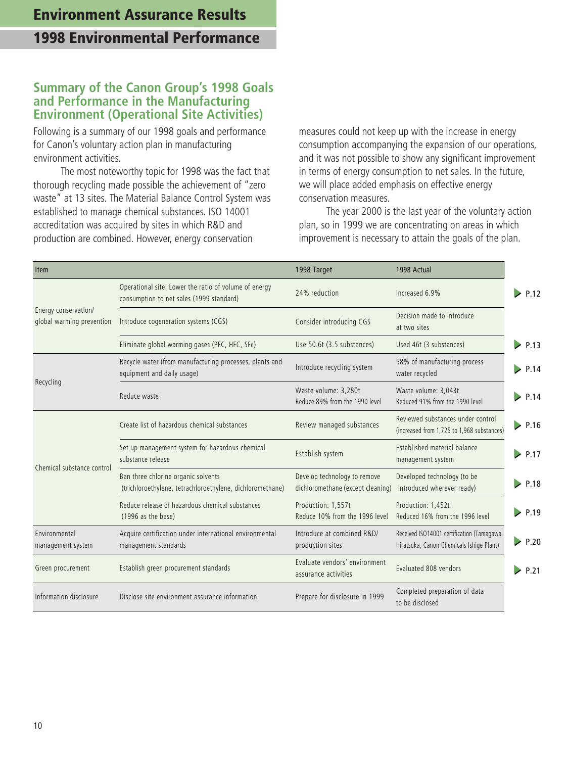# Environment Assurance Results

## 1998 Environmental Performance

### Summary of the Canon Group's 1998 Goals and Performance in the Manufacturing Environment (Operational Site Activities)

Following is a summary of our 1998 goals and performance for Canon's voluntary action plan in manufacturing environment activities.

The most noteworthy topic for 1998 was the fact that thorough recycling made possible the achievement of "zero waste" at 13 sites. The Material Balance Control System was established to manage chemical substances. ISO 14001 accreditation was acquired by sites in which R&D and production are combined. However, energy conservation measures could not keep up with the increase in energy consumption accompanying the expansion of our operations, and it was not possible to show any significant improvement in terms of energy consumption to net sales. In the future, we will place added emphasis on effective energy conservation measures.

The year 2000 is the last year of the voluntary action plan, so in 1999 we are concentrating on areas in which improvement is necessary to attain the goals of the plan.

| Item | | 1998 Target | 1998 Actual | |
|---|---|---|---|---|
| Energy conservation/ global warming prevention | Operational site: Lower the ratio of volume of energy consumption to net sales (1999 standard) | 24% reduction | Increased 6.9% | P.12 |
| | Introduce cogeneration systems (CGS) | Consider introducing CGS | Decision made to introduce at two sites | |
| | Eliminate global warming gases (PFC, HFC, $SF_6$) | Use 50.6t (3.5 substances) | Used 46t (3 substances) | P.13 |
| Recycling | Recycle water (from manufacturing processes, plants and equipment and daily usage) | Introduce recycling system | 58% of manufacturing process water recycled | P.14 |
| | Reduce waste | Waste volume: 3,280t Reduce 89% from the 1990 level | Waste volume: 3,043t Reduced 91% from the 1990 level | P.14 |
| Chemical substance control | Create list of hazardous chemical substances | Review managed substances | Reviewed substances under control (increased from 1,725 to 1,968 substances) | P.16 |
| | Set up management system for hazardous chemical substance release | Establish system | Established material balance management system | P.17 |
| | Ban three chlorine organic solvents (trichloroethylene, tetrachloroethylene, dichloromethane) | Develop technology to remove dichloromethane (except cleaning) | Developed technology (to be introduced wherever ready) | P.18 |
| | Reduce release of hazardous chemical substances (1996 as the base) | Production: 1,557t Reduce 10% from the 1996 level | Production: 1,452t Reduced 16% from the 1996 level | P.19 |
| Environmental management system | Acquire certification under international environmental management standards | Introduce at combined R&D/ production sites | Received ISO14001 certification (Tamagawa, Hiratsuka, Canon Chemicals Ishige Plant) | P.20 |
| Green procurement | Establish green procurement standards | Evaluate vendors' environment assurance activities | Evaluated 808 vendors | P.21 |
| Information disclosure | Disclose site environment assurance information | Prepare for disclosure in 1999 | Completed preparation of data to be disclosed | |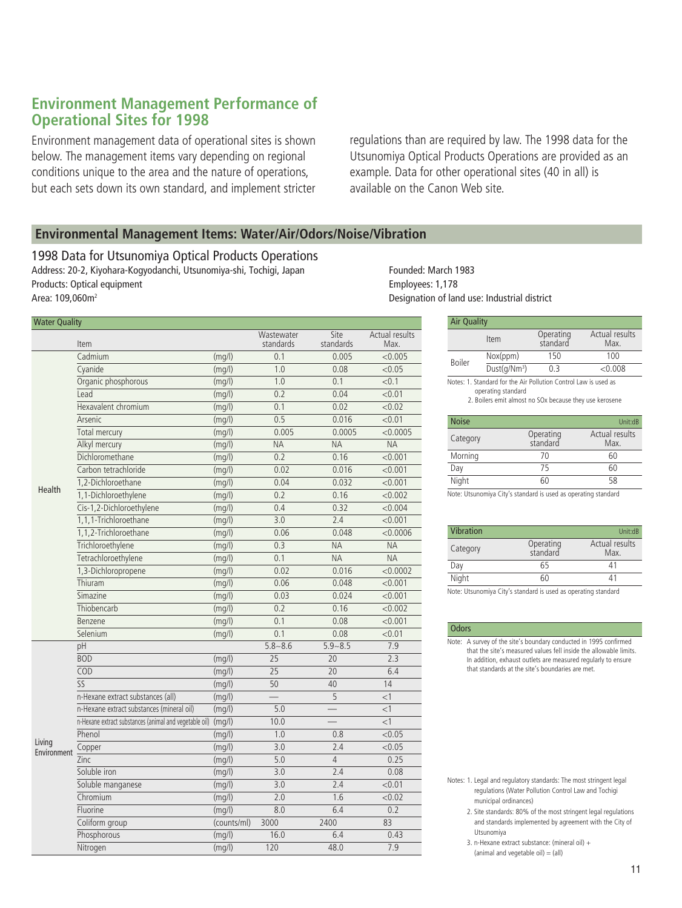# Environment Management Performance of Operational Sites for 1998

Environment management data of operational sites is shown below. The management items vary depending on regional conditions unique to the area and the nature of operations, but each sets down its own standard, and implement stricter regulations than are required by law. The 1998 data for the Utsunomiya Optical Products Operations are provided as an example. Data for other operational sites (40 in all) is available on the Canon Web site.

## Environmental Management Items: Water/Air/Odors/Noise/Vibration

### 1998 Data for Utsunomiya Optical Products Operations

Address: 20-2, Kiyohara-Kogyodanchi, Utsunomiya-shi, Tochigi, Japan
Products: Optical equipment
Area: 109,060m²
Founded: March 1983
Employees: 1,178
Designation of land use: Industrial district

**Water Quality**

| | Item | | Wastewater standards | Site standards | Actual results Max. |
|---|---|---|---|---|---|
| Health | Cadmium | (mg/l) | 0.1 | 0.005 | <0.005 |
| | Cyanide | (mg/l) | 1.0 | 0.08 | <0.05 |
| | Organic phosphorous | (mg/l) | 1.0 | 0.1 | <0.1 |
| | Lead | (mg/l) | 0.2 | 0.04 | <0.01 |
| | Hexavalent chromium | (mg/l) | 0.1 | 0.02 | <0.02 |
| | Arsenic | (mg/l) | 0.5 | 0.016 | <0.01 |
| | Total mercury | (mg/l) | 0.005 | 0.0005 | <0.0005 |
| | Alkyl mercury | (mg/l) | NA | NA | NA |
| | Dichloromethane | (mg/l) | 0.2 | 0.16 | <0.001 |
| | Carbon tetrachloride | (mg/l) | 0.02 | 0.016 | <0.001 |
| | 1,2-Dichloroethane | (mg/l) | 0.04 | 0.032 | <0.001 |
| | 1,1-Dichloroethylene | (mg/l) | 0.2 | 0.16 | <0.002 |
| | Cis-1,2-Dichloroethylene | (mg/l) | 0.4 | 0.32 | <0.004 |
| | 1,1,1-Trichloroethane | (mg/l) | 3.0 | 2.4 | <0.001 |
| | 1,1,2-Trichloroethane | (mg/l) | 0.06 | 0.048 | <0.0006 |
| | Trichloroethylene | (mg/l) | 0.3 | NA | NA |
| | Tetrachloroethylene | (mg/l) | 0.1 | NA | NA |
| | 1,3-Dichloropropene | (mg/l) | 0.02 | 0.016 | <0.0002 |
| | Thiuram | (mg/l) | 0.06 | 0.048 | <0.001 |
| | Simazine | (mg/l) | 0.03 | 0.024 | <0.001 |
| | Thiobencarb | (mg/l) | 0.2 | 0.16 | <0.002 |
| | Benzene | (mg/l) | 0.1 | 0.08 | <0.001 |
| | Selenium | (mg/l) | 0.1 | 0.08 | <0.01 |
| Living Environment | pH | | 5.8~8.6 | 5.9~8.5 | 7.9 |
| | BOD | (mg/l) | 25 | 20 | 2.3 |
| | COD | (mg/l) | 25 | 20 | 6.4 |
| | SS | (mg/l) | 50 | 40 | 14 |
| | n-Hexane extract substances (all) | (mg/l) | — | 5 | <1 |
| | n-Hexane extract substances (mineral oil) | (mg/l) | 5.0 | — | <1 |
| | n-Hexane extract substances (animal and vegetable oil) | (mg/l) | 10.0 | — | <1 |
| | Phenol | (mg/l) | 1.0 | 0.8 | <0.05 |
| | Copper | (mg/l) | 3.0 | 2.4 | <0.05 |
| | Zinc | (mg/l) | 5.0 | 4 | 0.25 |
| | Soluble iron | (mg/l) | 3.0 | 2.4 | 0.08 |
| | Soluble manganese | (mg/l) | 3.0 | 2.4 | <0.01 |
| | Chromium | (mg/l) | 2.0 | 1.6 | <0.02 |
| | Fluorine | (mg/l) | 8.0 | 6.4 | 0.2 |
| | Coliform group | (counts/ml) | 3000 | 2400 | 83 |
| | Phosphorous | (mg/l) | 16.0 | 6.4 | 0.43 |
| | Nitrogen | (mg/l) | 120 | 48.0 | 7.9 |

Notes: 1. Legal and regulatory standards: The most stringent legal regulations (Water Pollution Control Law and Tochigi municipal ordinances)
2. Site standards: 80% of the most stringent legal regulations and standards implemented by agreement with the City of Utsunomiya
3. n-Hexane extract substance: (mineral oil) + (animal and vegetable oil) = (all)

**Air Quality**

| | Item | Operating standard | Actual results Max. |
|---|---|---|---|
| Boiler | Nox(ppm) | 150 | 100 |
| | Dust(g/Nm³) | 0.3 | <0.008 |

Notes: 1. Standard for the Air Pollution Control Law is used as operating standard
2. Boilers emit almost no SOx because they use kerosene

**Noise** (Unit:dB)

| Category | Operating standard | Actual results Max. |
|---|---|---|
| Morning | 70 | 60 |
| Day | 75 | 60 |
| Night | 60 | 58 |

Note: Utsunomiya City's standard is used as operating standard

**Vibration** (Unit:dB)

| Category | Operating standard | Actual results Max. |
|---|---|---|
| Day | 65 | 41 |
| Night | 60 | 41 |

Note: Utsunomiya City's standard is used as operating standard

**Odors**

Note: A survey of the site's boundary conducted in 1995 confirmed that the site's measured values fell inside the allowable limits. In addition, exhaust outlets are measured regularly to ensure that standards at the site's boundaries are met.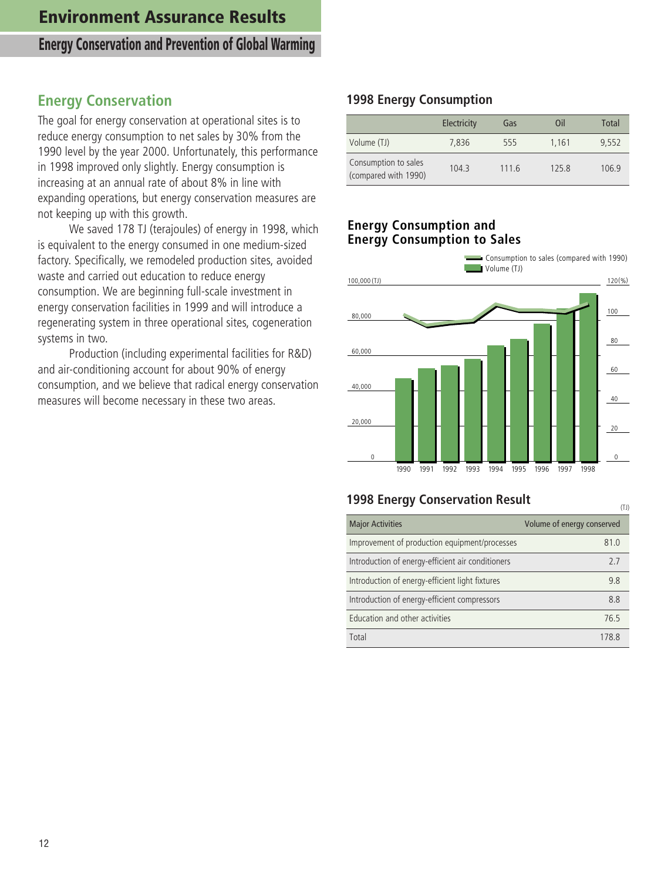# Environment Assurance Results

## Energy Conservation and Prevention of Global Warming

### Energy Conservation

The goal for energy conservation at operational sites is to reduce energy consumption to net sales by 30% from the 1990 level by the year 2000. Unfortunately, this performance in 1998 improved only slightly. Energy consumption is increasing at an annual rate of about 8% in line with expanding operations, but energy conservation measures are not keeping up with this growth.

We saved 178 TJ (terajoules) of energy in 1998, which is equivalent to the energy consumed in one medium-sized factory. Specifically, we remodeled production sites, avoided waste and carried out education to reduce energy consumption. We are beginning full-scale investment in energy conservation facilities in 1999 and will introduce a regenerating system in three operational sites, cogeneration systems in two.

Production (including experimental facilities for R&D) and air-conditioning account for about 90% of energy consumption, and we believe that radical energy conservation measures will become necessary in these two areas.

### 1998 Energy Consumption

| | Electricity | Gas | Oil | Total |
|---|---|---|---|---|
| Volume (TJ) | 7,836 | 555 | 1,161 | 9,552 |
| Consumption to sales (compared with 1990) | 104.3 | 111.6 | 125.8 | 106.9 |

### Energy Consumption and Energy Consumption to Sales

Consumption to sales (compared with 1990)
Volume (TJ)

100,000 (TJ) / 80,000 / 60,000 / 40,000 / 20,000 / 0

120(%) / 100 / 80 / 60 / 40 / 20 / 0

1990 1991 1992 1993 1994 1995 1996 1997 1998

### 1998 Energy Conservation Result

(TJ)

| Major Activities | Volume of energy conserved |
|---|---|
| Improvement of production equipment/processes | 81.0 |
| Introduction of energy-efficient air conditioners | 2.7 |
| Introduction of energy-efficient light fixtures | 9.8 |
| Introduction of energy-efficient compressors | 8.8 |
| Education and other activities | 76.5 |
| Total | 178.8 |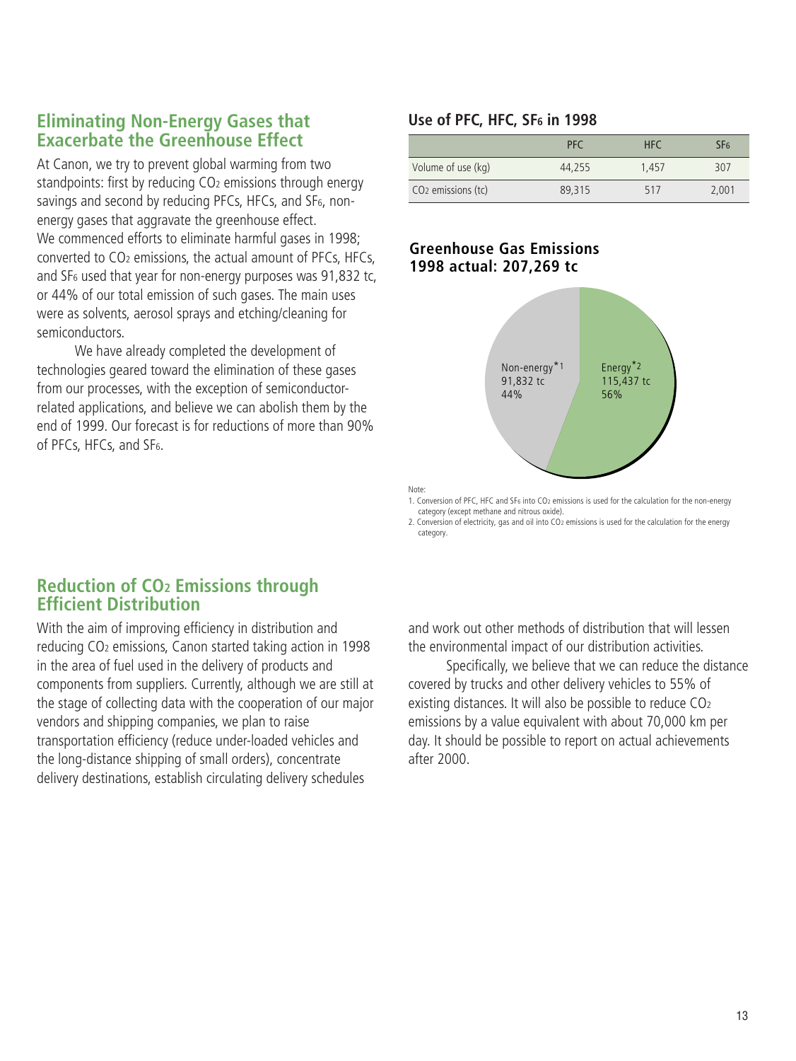## Eliminating Non-Energy Gases that Exacerbate the Greenhouse Effect

At Canon, we try to prevent global warming from two standpoints: first by reducing $CO_2$ emissions through energy savings and second by reducing PFCs, HFCs, and $SF_6$, non-energy gases that aggravate the greenhouse effect.
We commenced efforts to eliminate harmful gases in 1998; converted to $CO_2$ emissions, the actual amount of PFCs, HFCs, and $SF_6$ used that year for non-energy purposes was 91,832 tc, or 44% of our total emission of such gases. The main uses were as solvents, aerosol sprays and etching/cleaning for semiconductors.

We have already completed the development of technologies geared toward the elimination of these gases from our processes, with the exception of semiconductor-related applications, and believe we can abolish them by the end of 1999. Our forecast is for reductions of more than 90% of PFCs, HFCs, and $SF_6$.

### Use of PFC, HFC, $SF_6$ in 1998

| | PFC | HFC | $SF_6$ |
|---|---|---|---|
| Volume of use (kg) | 44,255 | 1,457 | 307 |
| $CO_2$ emissions (tc) | 89,315 | 517 | 2,001 |

### Greenhouse Gas Emissions 1998 actual: 207,269 tc

Non-energy*1 91,832 tc 44%

Energy*2 115,437 tc 56%

Note:
1. Conversion of PFC, HFC and $SF_6$ into $CO_2$ emissions is used for the calculation for the non-energy category (except methane and nitrous oxide).
2. Conversion of electricity, gas and oil into $CO_2$ emissions is used for the calculation for the energy category.

## Reduction of $CO_2$ Emissions through Efficient Distribution

With the aim of improving efficiency in distribution and reducing $CO_2$ emissions, Canon started taking action in 1998 in the area of fuel used in the delivery of products and components from suppliers. Currently, although we are still at the stage of collecting data with the cooperation of our major vendors and shipping companies, we plan to raise transportation efficiency (reduce under-loaded vehicles and the long-distance shipping of small orders), concentrate delivery destinations, establish circulating delivery schedules and work out other methods of distribution that will lessen the environmental impact of our distribution activities.

Specifically, we believe that we can reduce the distance covered by trucks and other delivery vehicles to 55% of existing distances. It will also be possible to reduce $CO_2$ emissions by a value equivalent with about 70,000 km per day. It should be possible to report on actual achievements after 2000.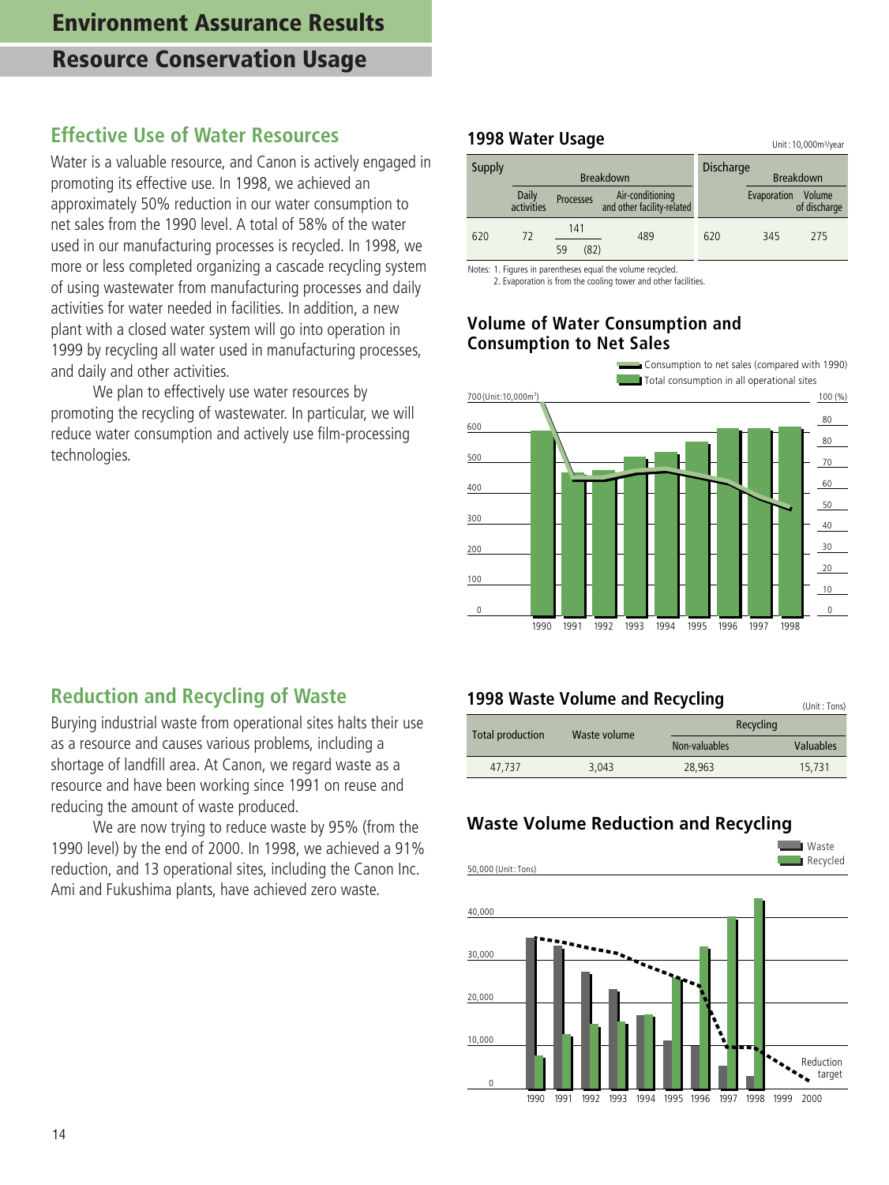# Environment Assurance Results

## Resource Conservation Usage

### Effective Use of Water Resources

Water is a valuable resource, and Canon is actively engaged in promoting its effective use. In 1998, we achieved an approximately 50% reduction in our water consumption to net sales from the 1990 level. A total of 58% of the water used in our manufacturing processes is recycled. In 1998, we more or less completed organizing a cascade recycling system of using wastewater from manufacturing processes and daily activities for water needed in facilities. In addition, a new plant with a closed water system will go into operation in 1999 by recycling all water used in manufacturing processes, and daily and other activities.

We plan to effectively use water resources by promoting the recycling of wastewater. In particular, we will reduce water consumption and actively use film-processing technologies.

#### 1998 Water Usage

Unit: 10,000m³/year

| Supply | Breakdown | | | Discharge | Breakdown | |
|---|---|---|---|---|---|---|
| | Daily activities | Processes | Air-conditioning and other facility-related | | Evaporation | Volume of discharge |
| 620 | 72 | 141 / 59 (82) | 489 | 620 | 345 | 275 |

Notes: 1. Figures in parentheses equal the volume recycled.
2. Evaporation is from the cooling tower and other facilities.

#### Volume of Water Consumption and Consumption to Net Sales

Consumption to net sales (compared with 1990)
Total consumption in all operational sites

700 (Unit: 10,000m³) / 100 (%)

1990 1991 1992 1993 1994 1995 1996 1997 1998

### Reduction and Recycling of Waste

Burying industrial waste from operational sites halts their use as a resource and causes various problems, including a shortage of landfill area. At Canon, we regard waste as a resource and have been working since 1991 on reuse and reducing the amount of waste produced.

We are now trying to reduce waste by 95% (from the 1990 level) by the end of 2000. In 1998, we achieved a 91% reduction, and 13 operational sites, including the Canon Inc. Ami and Fukushima plants, have achieved zero waste.

#### 1998 Waste Volume and Recycling

(Unit: Tons)

| Total production | Waste volume | Recycling | |
|---|---|---|---|
| | | Non-valuables | Valuables |
| 47,737 | 3,043 | 28,963 | 15,731 |

#### Waste Volume Reduction and Recycling

Waste
Recycled

50,000 (Unit: Tons)

Reduction target

1990 1991 1992 1993 1994 1995 1996 1997 1998 1999 2000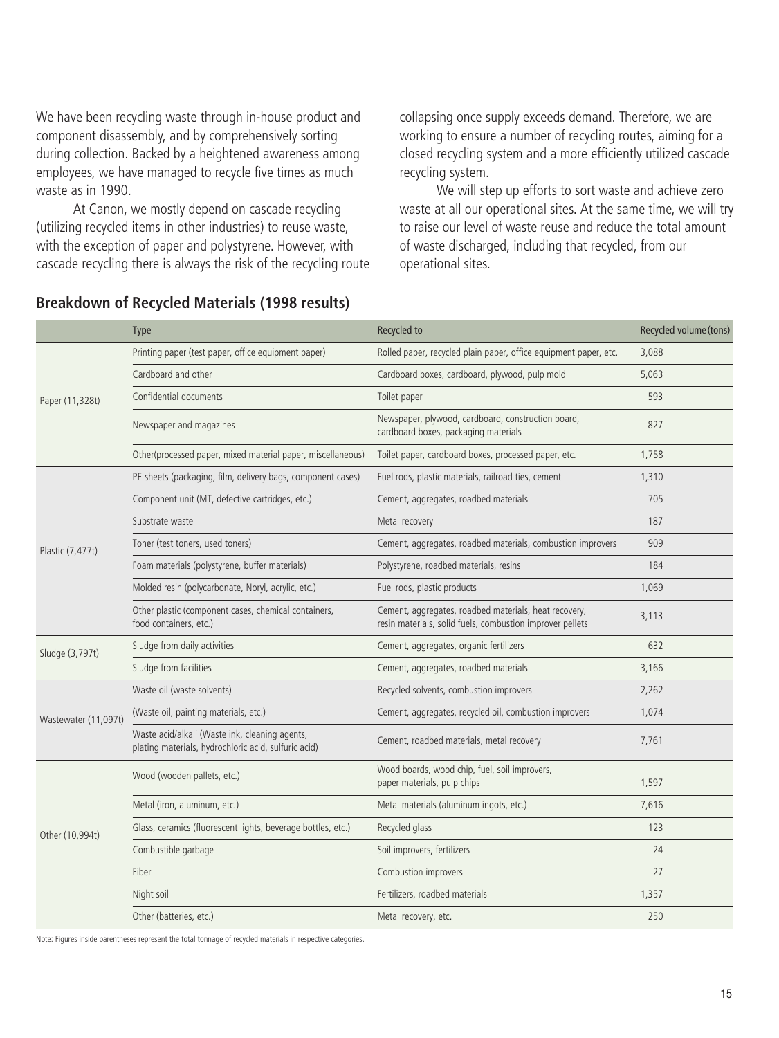We have been recycling waste through in-house product and component disassembly, and by comprehensively sorting during collection. Backed by a heightened awareness among employees, we have managed to recycle five times as much waste as in 1990.

At Canon, we mostly depend on cascade recycling (utilizing recycled items in other industries) to reuse waste, with the exception of paper and polystyrene. However, with cascade recycling there is always the risk of the recycling route collapsing once supply exceeds demand. Therefore, we are working to ensure a number of recycling routes, aiming for a closed recycling system and a more efficiently utilized cascade recycling system.

We will step up efforts to sort waste and achieve zero waste at all our operational sites. At the same time, we will try to raise our level of waste reuse and reduce the total amount of waste discharged, including that recycled, from our operational sites.

## Breakdown of Recycled Materials (1998 results)

| | Type | Recycled to | Recycled volume (tons) |
|---|---|---|---|
| Paper (11,328t) | Printing paper (test paper, office equipment paper) | Rolled paper, recycled plain paper, office equipment paper, etc. | 3,088 |
| | Cardboard and other | Cardboard boxes, cardboard, plywood, pulp mold | 5,063 |
| | Confidential documents | Toilet paper | 593 |
| | Newspaper and magazines | Newspaper, plywood, cardboard, construction board, cardboard boxes, packaging materials | 827 |
| | Other(processed paper, mixed material paper, miscellaneous) | Toilet paper, cardboard boxes, processed paper, etc. | 1,758 |
| Plastic (7,477t) | PE sheets (packaging, film, delivery bags, component cases) | Fuel rods, plastic materials, railroad ties, cement | 1,310 |
| | Component unit (MT, defective cartridges, etc.) | Cement, aggregates, roadbed materials | 705 |
| | Substrate waste | Metal recovery | 187 |
| | Toner (test toners, used toners) | Cement, aggregates, roadbed materials, combustion improvers | 909 |
| | Foam materials (polystyrene, buffer materials) | Polystyrene, roadbed materials, resins | 184 |
| | Molded resin (polycarbonate, Noryl, acrylic, etc.) | Fuel rods, plastic products | 1,069 |
| | Other plastic (component cases, chemical containers, food containers, etc.) | Cement, aggregates, roadbed materials, heat recovery, resin materials, solid fuels, combustion improver pellets | 3,113 |
| Sludge (3,797t) | Sludge from daily activities | Cement, aggregates, organic fertilizers | 632 |
| | Sludge from facilities | Cement, aggregates, roadbed materials | 3,166 |
| Wastewater (11,097t) | Waste oil (waste solvents) | Recycled solvents, combustion improvers | 2,262 |
| | (Waste oil, painting materials, etc.) | Cement, aggregates, recycled oil, combustion improvers | 1,074 |
| | Waste acid/alkali (Waste ink, cleaning agents, plating materials, hydrochloric acid, sulfuric acid) | Cement, roadbed materials, metal recovery | 7,761 |
| Other (10,994t) | Wood (wooden pallets, etc.) | Wood boards, wood chip, fuel, soil improvers, paper materials, pulp chips | 1,597 |
| | Metal (iron, aluminum, etc.) | Metal materials (aluminum ingots, etc.) | 7,616 |
| | Glass, ceramics (fluorescent lights, beverage bottles, etc.) | Recycled glass | 123 |
| | Combustible garbage | Soil improvers, fertilizers | 24 |
| | Fiber | Combustion improvers | 27 |
| | Night soil | Fertilizers, roadbed materials | 1,357 |
| | Other (batteries, etc.) | Metal recovery, etc. | 250 |

Note: Figures inside parentheses represent the total tonnage of recycled materials in respective categories.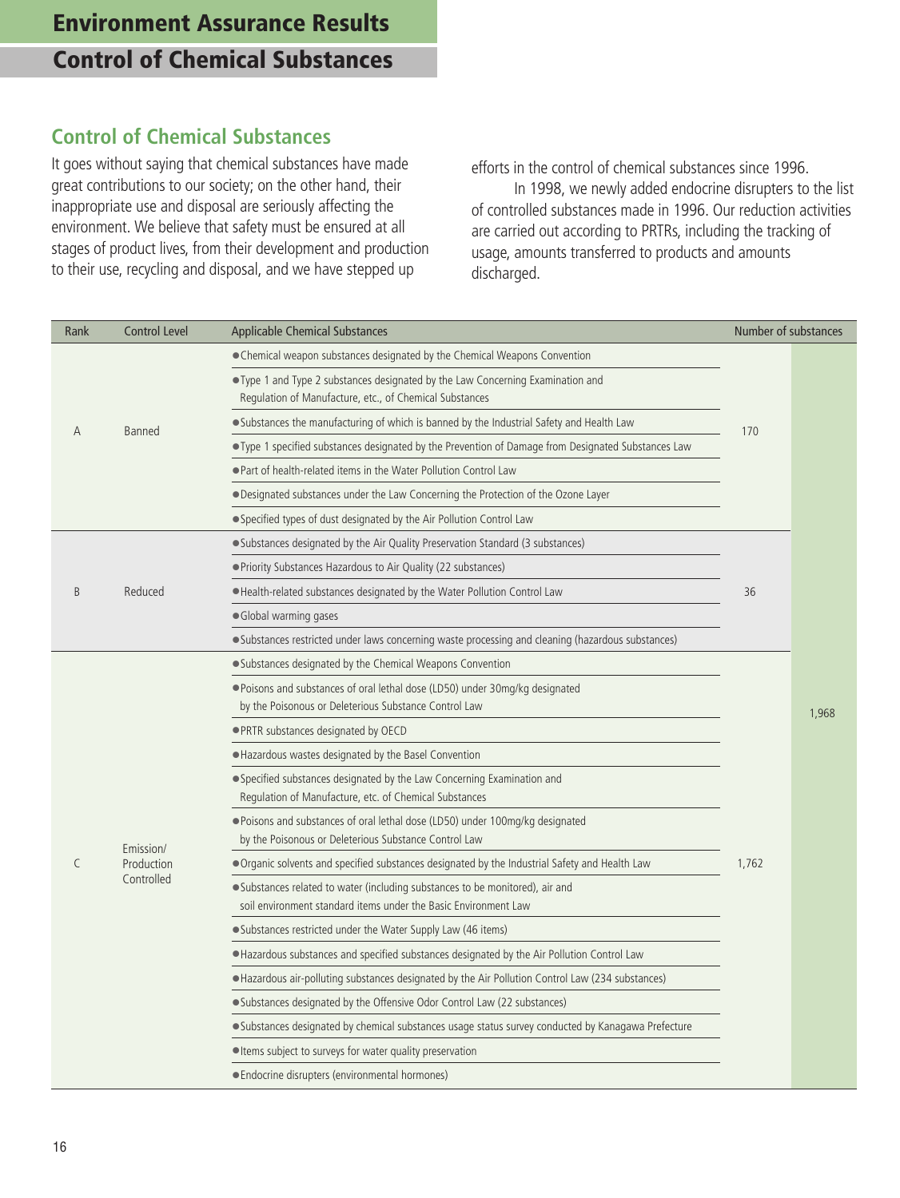# Environment Assurance Results

## Control of Chemical Substances

### Control of Chemical Substances

It goes without saying that chemical substances have made great contributions to our society; on the other hand, their inappropriate use and disposal are seriously affecting the environment. We believe that safety must be ensured at all stages of product lives, from their development and production to their use, recycling and disposal, and we have stepped up efforts in the control of chemical substances since 1996.

In 1998, we newly added endocrine disrupters to the list of controlled substances made in 1996. Our reduction activities are carried out according to PRTRs, including the tracking of usage, amounts transferred to products and amounts discharged.

| Rank | Control Level | Applicable Chemical Substances | Number of substances | |
|---|---|---|---|---|
| A | Banned | ●Chemical weapon substances designated by the Chemical Weapons Convention | 170 | 1,968 |
| | | ●Type 1 and Type 2 substances designated by the Law Concerning Examination and Regulation of Manufacture, etc., of Chemical Substances | | |
| | | ●Substances the manufacturing of which is banned by the Industrial Safety and Health Law | | |
| | | ●Type 1 specified substances designated by the Prevention of Damage from Designated Substances Law | | |
| | | ●Part of health-related items in the Water Pollution Control Law | | |
| | | ●Designated substances under the Law Concerning the Protection of the Ozone Layer | | |
| | | ●Specified types of dust designated by the Air Pollution Control Law | | |
| B | Reduced | ●Substances designated by the Air Quality Preservation Standard (3 substances) | 36 | |
| | | ●Priority Substances Hazardous to Air Quality (22 substances) | | |
| | | ●Health-related substances designated by the Water Pollution Control Law | | |
| | | ●Global warming gases | | |
| | | ●Substances restricted under laws concerning waste processing and cleaning (hazardous substances) | | |
| C | Emission/ Production Controlled | ●Substances designated by the Chemical Weapons Convention | 1,762 | |
| | | ●Poisons and substances of oral lethal dose (LD50) under 30mg/kg designated by the Poisonous or Deleterious Substance Control Law | | |
| | | ●PRTR substances designated by OECD | | |
| | | ●Hazardous wastes designated by the Basel Convention | | |
| | | ●Specified substances designated by the Law Concerning Examination and Regulation of Manufacture, etc. of Chemical Substances | | |
| | | ●Poisons and substances of oral lethal dose (LD50) under 100mg/kg designated by the Poisonous or Deleterious Substance Control Law | | |
| | | ●Organic solvents and specified substances designated by the Industrial Safety and Health Law | | |
| | | ●Substances related to water (including substances to be monitored), air and soil environment standard items under the Basic Environment Law | | |
| | | ●Substances restricted under the Water Supply Law (46 items) | | |
| | | ●Hazardous substances and specified substances designated by the Air Pollution Control Law | | |
| | | ●Hazardous air-polluting substances designated by the Air Pollution Control Law (234 substances) | | |
| | | ●Substances designated by the Offensive Odor Control Law (22 substances) | | |
| | | ●Substances designated by chemical substances usage status survey conducted by Kanagawa Prefecture | | |
| | | ●Items subject to surveys for water quality preservation | | |
| | | ●Endocrine disrupters (environmental hormones) | | |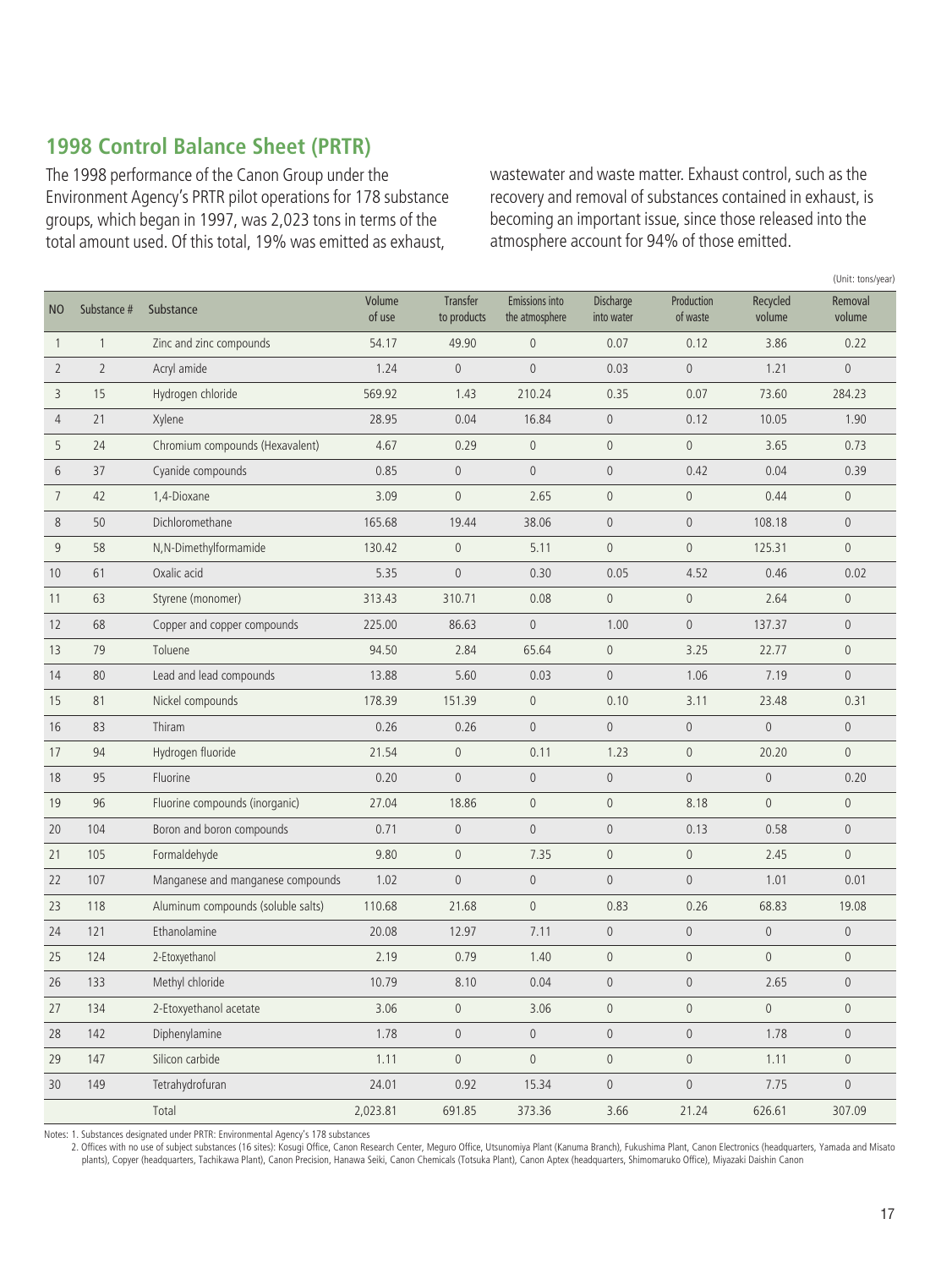## 1998 Control Balance Sheet (PRTR)

The 1998 performance of the Canon Group under the Environment Agency's PRTR pilot operations for 178 substance groups, which began in 1997, was 2,023 tons in terms of the total amount used. Of this total, 19% was emitted as exhaust, wastewater and waste matter. Exhaust control, such as the recovery and removal of substances contained in exhaust, is becoming an important issue, since those released into the atmosphere account for 94% of those emitted.

(Unit: tons/year)

| NO | Substance # | Substance | Volume of use | Transfer to products | Emissions into the atmosphere | Discharge into water | Production of waste | Recycled volume | Removal volume |
|---|---|---|---|---|---|---|---|---|---|
| 1 | 1 | Zinc and zinc compounds | 54.17 | 49.90 | 0 | 0.07 | 0.12 | 3.86 | 0.22 |
| 2 | 2 | Acryl amide | 1.24 | 0 | 0 | 0.03 | 0 | 1.21 | 0 |
| 3 | 15 | Hydrogen chloride | 569.92 | 1.43 | 210.24 | 0.35 | 0.07 | 73.60 | 284.23 |
| 4 | 21 | Xylene | 28.95 | 0.04 | 16.84 | 0 | 0.12 | 10.05 | 1.90 |
| 5 | 24 | Chromium compounds (Hexavalent) | 4.67 | 0.29 | 0 | 0 | 0 | 3.65 | 0.73 |
| 6 | 37 | Cyanide compounds | 0.85 | 0 | 0 | 0 | 0.42 | 0.04 | 0.39 |
| 7 | 42 | 1,4-Dioxane | 3.09 | 0 | 2.65 | 0 | 0 | 0.44 | 0 |
| 8 | 50 | Dichloromethane | 165.68 | 19.44 | 38.06 | 0 | 0 | 108.18 | 0 |
| 9 | 58 | N,N-Dimethylformamide | 130.42 | 0 | 5.11 | 0 | 0 | 125.31 | 0 |
| 10 | 61 | Oxalic acid | 5.35 | 0 | 0.30 | 0.05 | 4.52 | 0.46 | 0.02 |
| 11 | 63 | Styrene (monomer) | 313.43 | 310.71 | 0.08 | 0 | 0 | 2.64 | 0 |
| 12 | 68 | Copper and copper compounds | 225.00 | 86.63 | 0 | 1.00 | 0 | 137.37 | 0 |
| 13 | 79 | Toluene | 94.50 | 2.84 | 65.64 | 0 | 3.25 | 22.77 | 0 |
| 14 | 80 | Lead and lead compounds | 13.88 | 5.60 | 0.03 | 0 | 1.06 | 7.19 | 0 |
| 15 | 81 | Nickel compounds | 178.39 | 151.39 | 0 | 0.10 | 3.11 | 23.48 | 0.31 |
| 16 | 83 | Thiram | 0.26 | 0.26 | 0 | 0 | 0 | 0 | 0 |
| 17 | 94 | Hydrogen fluoride | 21.54 | 0 | 0.11 | 1.23 | 0 | 20.20 | 0 |
| 18 | 95 | Fluorine | 0.20 | 0 | 0 | 0 | 0 | 0 | 0.20 |
| 19 | 96 | Fluorine compounds (inorganic) | 27.04 | 18.86 | 0 | 0 | 8.18 | 0 | 0 |
| 20 | 104 | Boron and boron compounds | 0.71 | 0 | 0 | 0 | 0.13 | 0.58 | 0 |
| 21 | 105 | Formaldehyde | 9.80 | 0 | 7.35 | 0 | 0 | 2.45 | 0 |
| 22 | 107 | Manganese and manganese compounds | 1.02 | 0 | 0 | 0 | 0 | 1.01 | 0.01 |
| 23 | 118 | Aluminum compounds (soluble salts) | 110.68 | 21.68 | 0 | 0.83 | 0.26 | 68.83 | 19.08 |
| 24 | 121 | Ethanolamine | 20.08 | 12.97 | 7.11 | 0 | 0 | 0 | 0 |
| 25 | 124 | 2-Etoxyethanol | 2.19 | 0.79 | 1.40 | 0 | 0 | 0 | 0 |
| 26 | 133 | Methyl chloride | 10.79 | 8.10 | 0.04 | 0 | 0 | 2.65 | 0 |
| 27 | 134 | 2-Etoxyethanol acetate | 3.06 | 0 | 3.06 | 0 | 0 | 0 | 0 |
| 28 | 142 | Diphenylamine | 1.78 | 0 | 0 | 0 | 0 | 1.78 | 0 |
| 29 | 147 | Silicon carbide | 1.11 | 0 | 0 | 0 | 0 | 1.11 | 0 |
| 30 | 149 | Tetrahydrofuran | 24.01 | 0.92 | 15.34 | 0 | 0 | 7.75 | 0 |
| | | Total | 2,023.81 | 691.85 | 373.36 | 3.66 | 21.24 | 626.61 | 307.09 |

Notes: 1. Substances designated under PRTR: Environmental Agency's 178 substances

2. Offices with no use of subject substances (16 sites): Kosugi Office, Canon Research Center, Meguro Office, Utsunomiya Plant (Kanuma Branch), Fukushima Plant, Canon Electronics (headquarters, Yamada and Misato plants), Copyer (headquarters, Tachikawa Plant), Canon Precision, Hanawa Seiki, Canon Chemicals (Totsuka Plant), Canon Aptex (headquarters, Shimomaruko Office), Miyazaki Daishin Canon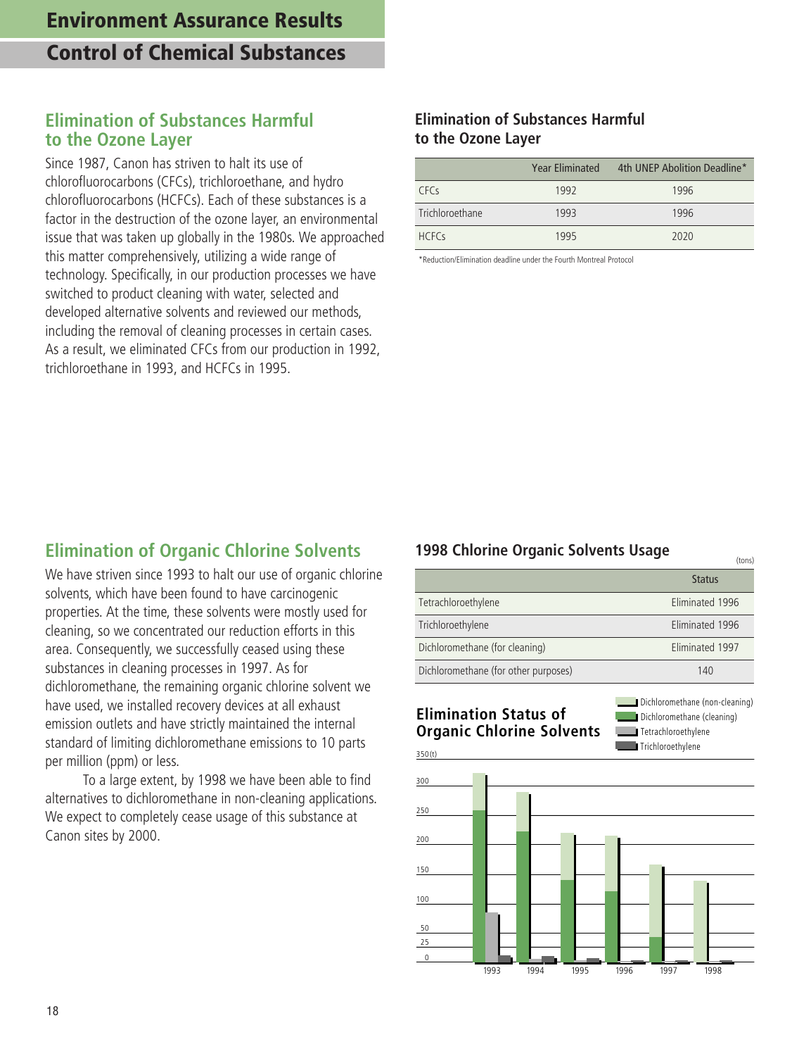# Environment Assurance Results

## Control of Chemical Substances

### Elimination of Substances Harmful to the Ozone Layer

Since 1987, Canon has striven to halt its use of chlorofluorocarbons (CFCs), trichloroethane, and hydro chlorofluorocarbons (HCFCs). Each of these substances is a factor in the destruction of the ozone layer, an environmental issue that was taken up globally in the 1980s. We approached this matter comprehensively, utilizing a wide range of technology. Specifically, in our production processes we have switched to product cleaning with water, selected and developed alternative solvents and reviewed our methods, including the removal of cleaning processes in certain cases. As a result, we eliminated CFCs from our production in 1992, trichloroethane in 1993, and HCFCs in 1995.

**Elimination of Substances Harmful to the Ozone Layer**

| | Year Eliminated | 4th UNEP Abolition Deadline* |
|---|---|---|
| CFCs | 1992 | 1996 |
| Trichloroethane | 1993 | 1996 |
| HCFCs | 1995 | 2020 |

*Reduction/Elimination deadline under the Fourth Montreal Protocol

### Elimination of Organic Chlorine Solvents

We have striven since 1993 to halt our use of organic chlorine solvents, which have been found to have carcinogenic properties. At the time, these solvents were mostly used for cleaning, so we concentrated our reduction efforts in this area. Consequently, we successfully ceased using these substances in cleaning processes in 1997. As for dichloromethane, the remaining organic chlorine solvent we have used, we installed recovery devices at all exhaust emission outlets and have strictly maintained the internal standard of limiting dichloromethane emissions to 10 parts per million (ppm) or less.

To a large extent, by 1998 we have been able to find alternatives to dichloromethane in non-cleaning applications. We expect to completely cease usage of this substance at Canon sites by 2000.

**1998 Chlorine Organic Solvents Usage**

(tons)

| | Status |
|---|---|
| Tetrachloroethylene | Eliminated 1996 |
| Trichloroethylene | Eliminated 1996 |
| Dichloromethane (for cleaning) | Eliminated 1997 |
| Dichloromethane (for other purposes) | 140 |

**Elimination Status of Organic Chlorine Solvents**

Legend: Dichloromethane (non-cleaning); Dichloromethane (cleaning); Tetrachloroethylene; Trichloroethylene

Y-axis: 350 (t), 300, 250, 200, 150, 100, 50, 25, 0

X-axis: 1993, 1994, 1995, 1996, 1997, 1998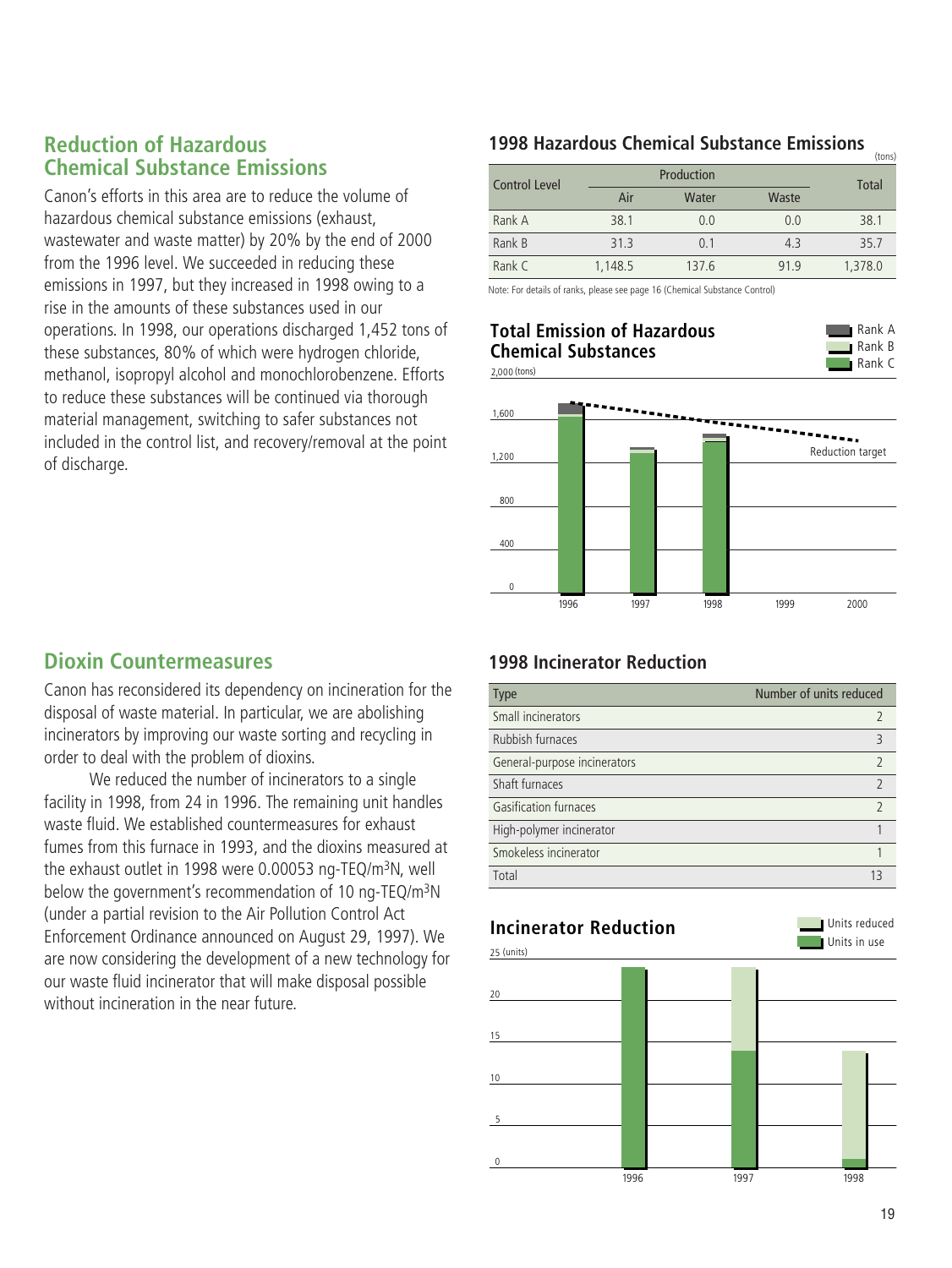## Reduction of Hazardous Chemical Substance Emissions

Canon's efforts in this area are to reduce the volume of hazardous chemical substance emissions (exhaust, wastewater and waste matter) by 20% by the end of 2000 from the 1996 level. We succeeded in reducing these emissions in 1997, but they increased in 1998 owing to a rise in the amounts of these substances used in our operations. In 1998, our operations discharged 1,452 tons of these substances, 80% of which were hydrogen chloride, methanol, isopropyl alcohol and monochlorobenzene. Efforts to reduce these substances will be continued via thorough material management, switching to safer substances not included in the control list, and recovery/removal at the point of discharge.

### 1998 Hazardous Chemical Substance Emissions

(tons)

| Control Level | Production | | | Total |
|---|---|---|---|---|
| | Air | Water | Waste | |
| Rank A | 38.1 | 0.0 | 0.0 | 38.1 |
| Rank B | 31.3 | 0.1 | 4.3 | 35.7 |
| Rank C | 1,148.5 | 137.6 | 91.9 | 1,378.0 |

Note: For details of ranks, please see page 16 (Chemical Substance Control)

### Total Emission of Hazardous Chemical Substances

Rank A / Rank B / Rank C

2,000 (tons)

Reduction target

## Dioxin Countermeasures

Canon has reconsidered its dependency on incineration for the disposal of waste material. In particular, we are abolishing incinerators by improving our waste sorting and recycling in order to deal with the problem of dioxins.

We reduced the number of incinerators to a single facility in 1998, from 24 in 1996. The remaining unit handles waste fluid. We established countermeasures for exhaust fumes from this furnace in 1993, and the dioxins measured at the exhaust outlet in 1998 were 0.00053 ng-TEQ/m$^3$N, well below the government's recommendation of 10 ng-TEQ/m$^3$N (under a partial revision to the Air Pollution Control Act Enforcement Ordinance announced on August 29, 1997). We are now considering the development of a new technology for our waste fluid incinerator that will make disposal possible without incineration in the near future.

### 1998 Incinerator Reduction

| Type | Number of units reduced |
|---|---|
| Small incinerators | 2 |
| Rubbish furnaces | 3 |
| General-purpose incinerators | 2 |
| Shaft furnaces | 2 |
| Gasification furnaces | 2 |
| High-polymer incinerator | 1 |
| Smokeless incinerator | 1 |
| Total | 13 |

### Incinerator Reduction

Units reduced / Units in use

25 (units)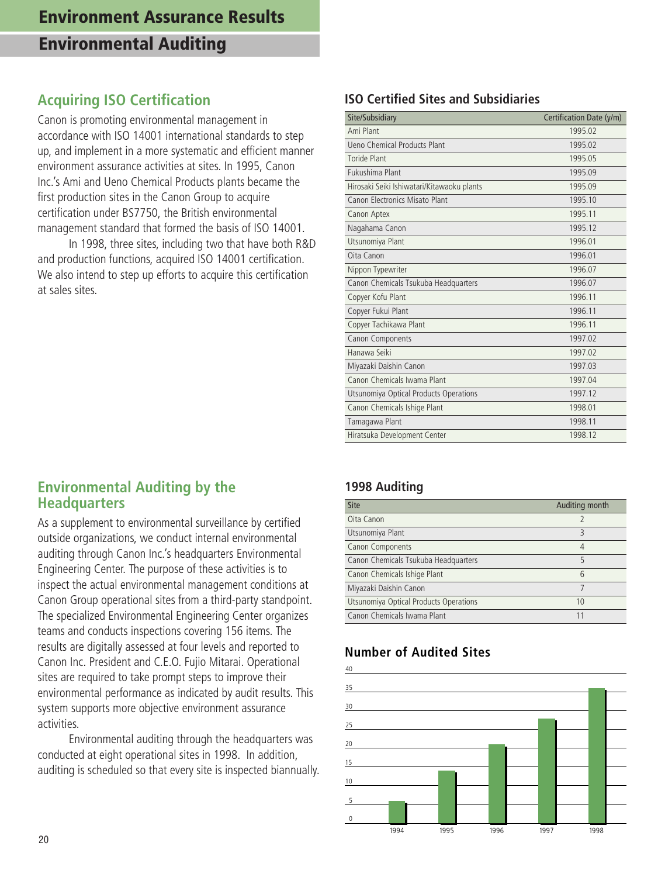# Environment Assurance Results

## Environmental Auditing

### Acquiring ISO Certification

Canon is promoting environmental management in accordance with ISO 14001 international standards to step up, and implement in a more systematic and efficient manner environment assurance activities at sites. In 1995, Canon Inc.'s Ami and Ueno Chemical Products plants became the first production sites in the Canon Group to acquire certification under BS7750, the British environmental management standard that formed the basis of ISO 14001.

In 1998, three sites, including two that have both R&D and production functions, acquired ISO 14001 certification. We also intend to step up efforts to acquire this certification at sales sites.

### ISO Certified Sites and Subsidiaries

| Site/Subsidiary | Certification Date (y/m) |
|---|---|
| Ami Plant | 1995.02 |
| Ueno Chemical Products Plant | 1995.02 |
| Toride Plant | 1995.05 |
| Fukushima Plant | 1995.09 |
| Hirosaki Seiki Ishiwatari/Kitawaoku plants | 1995.09 |
| Canon Electronics Misato Plant | 1995.10 |
| Canon Aptex | 1995.11 |
| Nagahama Canon | 1995.12 |
| Utsunomiya Plant | 1996.01 |
| Oita Canon | 1996.01 |
| Nippon Typewriter | 1996.07 |
| Canon Chemicals Tsukuba Headquarters | 1996.07 |
| Copyer Kofu Plant | 1996.11 |
| Copyer Fukui Plant | 1996.11 |
| Copyer Tachikawa Plant | 1996.11 |
| Canon Components | 1997.02 |
| Hanawa Seiki | 1997.02 |
| Miyazaki Daishin Canon | 1997.03 |
| Canon Chemicals Iwama Plant | 1997.04 |
| Utsunomiya Optical Products Operations | 1997.12 |
| Canon Chemicals Ishige Plant | 1998.01 |
| Tamagawa Plant | 1998.11 |
| Hiratsuka Development Center | 1998.12 |

### Environmental Auditing by the Headquarters

As a supplement to environmental surveillance by certified outside organizations, we conduct internal environmental auditing through Canon Inc.'s headquarters Environmental Engineering Center. The purpose of these activities is to inspect the actual environmental management conditions at Canon Group operational sites from a third-party standpoint. The specialized Environmental Engineering Center organizes teams and conducts inspections covering 156 items. The results are digitally assessed at four levels and reported to Canon Inc. President and C.E.O. Fujio Mitarai. Operational sites are required to take prompt steps to improve their environmental performance as indicated by audit results. This system supports more objective environment assurance activities.

Environmental auditing through the headquarters was conducted at eight operational sites in 1998. In addition, auditing is scheduled so that every site is inspected biannually.

### 1998 Auditing

| Site | Auditing month |
|---|---|
| Oita Canon | 2 |
| Utsunomiya Plant | 3 |
| Canon Components | 4 |
| Canon Chemicals Tsukuba Headquarters | 5 |
| Canon Chemicals Ishige Plant | 6 |
| Miyazaki Daishin Canon | 7 |
| Utsunomiya Optical Products Operations | 10 |
| Canon Chemicals Iwama Plant | 11 |

### Number of Audited Sites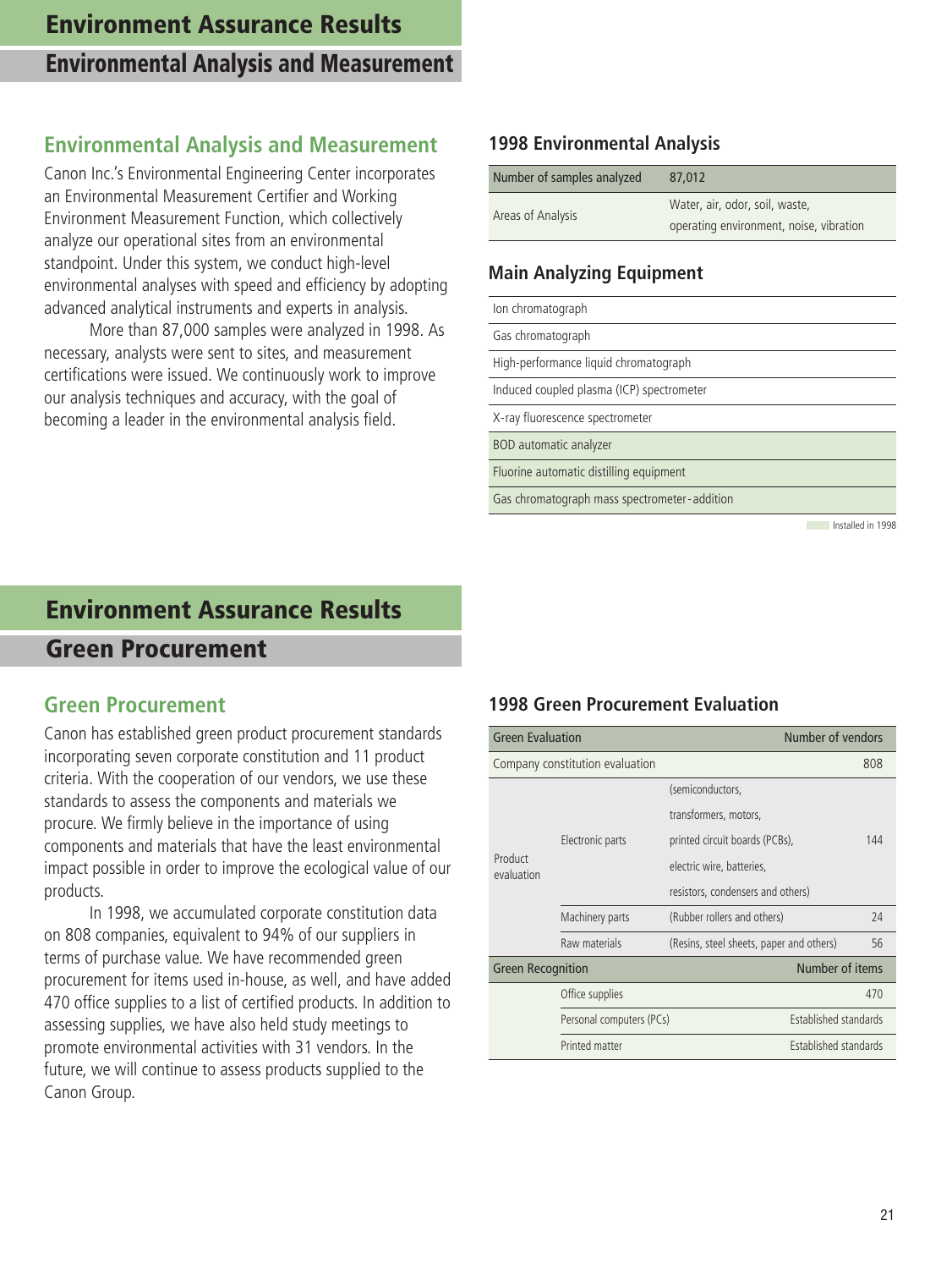# Environment Assurance Results

## Environmental Analysis and Measurement

### Environmental Analysis and Measurement

Canon Inc.'s Environmental Engineering Center incorporates an Environmental Measurement Certifier and Working Environment Measurement Function, which collectively analyze our operational sites from an environmental standpoint. Under this system, we conduct high-level environmental analyses with speed and efficiency by adopting advanced analytical instruments and experts in analysis.

More than 87,000 samples were analyzed in 1998. As necessary, analysts were sent to sites, and measurement certifications were issued. We continuously work to improve our analysis techniques and accuracy, with the goal of becoming a leader in the environmental analysis field.

### 1998 Environmental Analysis

| Number of samples analyzed | 87,012 |
|---|---|
| Areas of Analysis | Water, air, odor, soil, waste, operating environment, noise, vibration |

### Main Analyzing Equipment

| Equipment |
|---|
| Ion chromatograph |
| Gas chromatograph |
| High-performance liquid chromatograph |
| Induced coupled plasma (ICP) spectrometer |
| X-ray fluorescence spectrometer |
| BOD automatic analyzer (Installed in 1998) |
| Fluorine automatic distilling equipment (Installed in 1998) |
| Gas chromatograph mass spectrometer - addition (Installed in 1998) |

Installed in 1998

# Environment Assurance Results

## Green Procurement

### Green Procurement

Canon has established green product procurement standards incorporating seven corporate constitution and 11 product criteria. With the cooperation of our vendors, we use these standards to assess the components and materials we procure. We firmly believe in the importance of using components and materials that have the least environmental impact possible in order to improve the ecological value of our products.

In 1998, we accumulated corporate constitution data on 808 companies, equivalent to 94% of our suppliers in terms of purchase value. We have recommended green procurement for items used in-house, as well, and have added 470 office supplies to a list of certified products. In addition to assessing supplies, we have also held study meetings to promote environmental activities with 31 vendors. In the future, we will continue to assess products supplied to the Canon Group.

### 1998 Green Procurement Evaluation

| Green Evaluation | | | Number of vendors |
|---|---|---|---|
| Company constitution evaluation | | | 808 |
| Product evaluation | Electronic parts | (semiconductors, transformers, motors, printed circuit boards (PCBs), electric wire, batteries, resistors, condensers and others) | 144 |
| | Machinery parts | (Rubber rollers and others) | 24 |
| | Raw materials | (Resins, steel sheets, paper and others) | 56 |
| **Green Recognition** | | | **Number of items** |
| | Office supplies | | 470 |
| | Personal computers (PCs) | | Established standards |
| | Printed matter | | Established standards |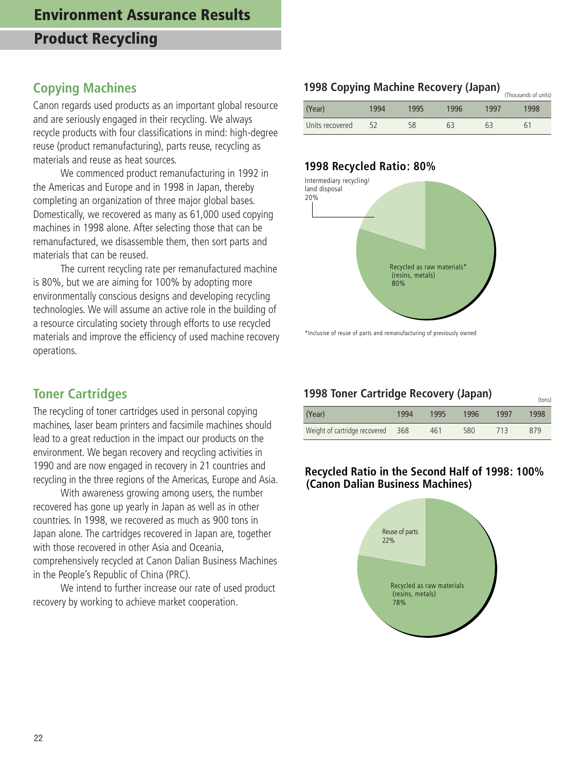# Environment Assurance Results

## Product Recycling

### Copying Machines

Canon regards used products as an important global resource and are seriously engaged in their recycling. We always recycle products with four classifications in mind: high-degree reuse (product remanufacturing), parts reuse, recycling as materials and reuse as heat sources.

We commenced product remanufacturing in 1992 in the Americas and Europe and in 1998 in Japan, thereby completing an organization of three major global bases. Domestically, we recovered as many as 61,000 used copying machines in 1998 alone. After selecting those that can be remanufactured, we disassemble them, then sort parts and materials that can be reused.

The current recycling rate per remanufactured machine is 80%, but we are aiming for 100% by adopting more environmentally conscious designs and developing recycling technologies. We will assume an active role in the building of a resource circulating society through efforts to use recycled materials and improve the efficiency of used machine recovery operations.

**1998 Copying Machine Recovery (Japan)**

(Thousands of units)

| (Year) | 1994 | 1995 | 1996 | 1997 | 1998 |
|---|---|---|---|---|---|
| Units recovered | 52 | 58 | 63 | 63 | 61 |

**1998 Recycled Ratio: 80%**

Intermediary recycling/land disposal 20%

Recycled as raw materials* (resins, metals) 80%

*Inclusive of reuse of parts and remanufacturing of previously owned

### Toner Cartridges

The recycling of toner cartridges used in personal copying machines, laser beam printers and facsimile machines should lead to a great reduction in the impact our products on the environment. We began recovery and recycling activities in 1990 and are now engaged in recovery in 21 countries and recycling in the three regions of the Americas, Europe and Asia.

With awareness growing among users, the number recovered has gone up yearly in Japan as well as in other countries. In 1998, we recovered as much as 900 tons in Japan alone. The cartridges recovered in Japan are, together with those recovered in other Asia and Oceania, comprehensively recycled at Canon Dalian Business Machines in the People's Republic of China (PRC).

We intend to further increase our rate of used product recovery by working to achieve market cooperation.

**1998 Toner Cartridge Recovery (Japan)**

(tons)

| (Year) | 1994 | 1995 | 1996 | 1997 | 1998 |
|---|---|---|---|---|---|
| Weight of cartridge recovered | 368 | 461 | 580 | 713 | 879 |

**Recycled Ratio in the Second Half of 1998: 100% (Canon Dalian Business Machines)**

Reuse of parts 22%

Recycled as raw materials (resins, metals) 78%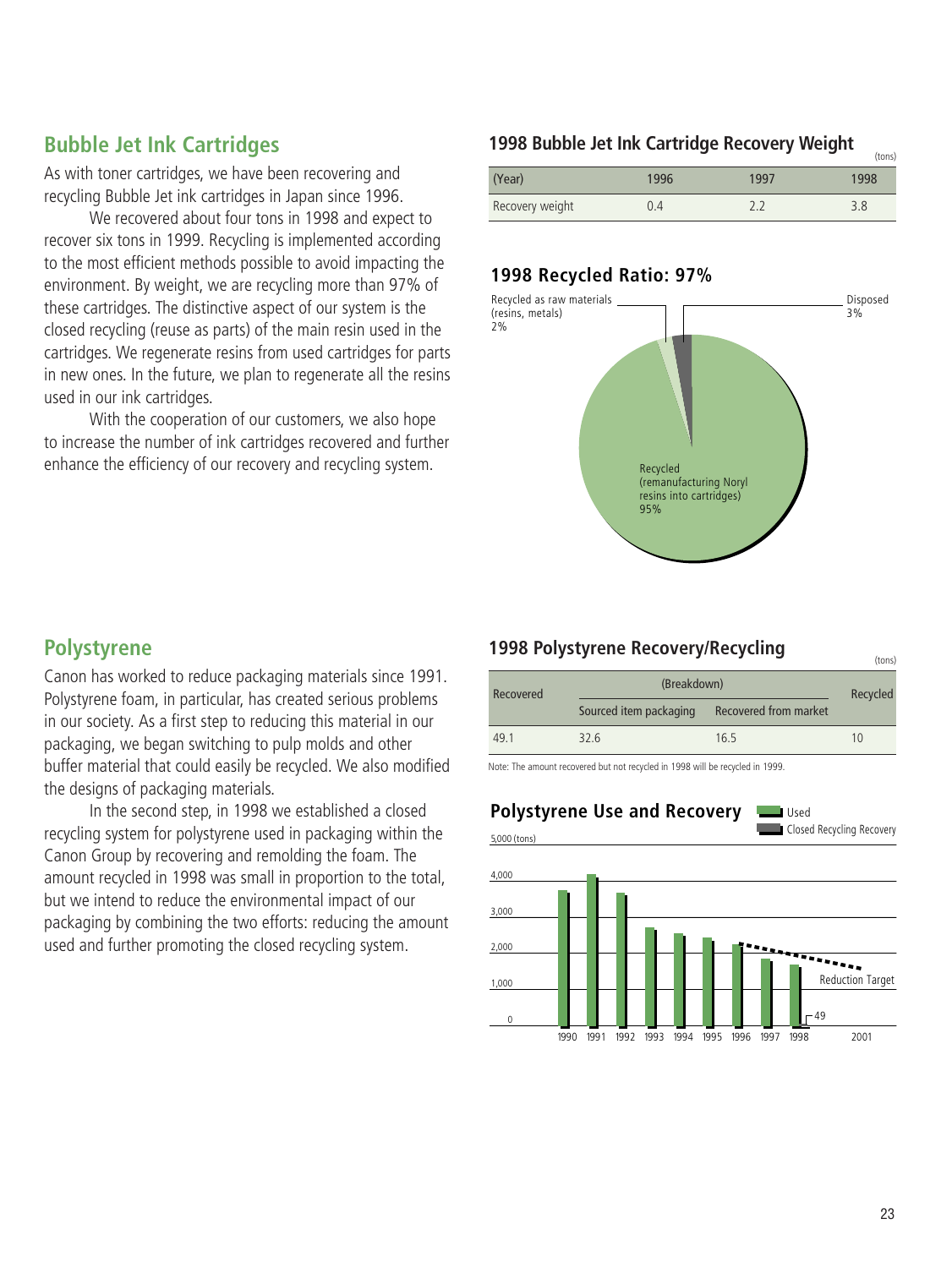## Bubble Jet Ink Cartridges

As with toner cartridges, we have been recovering and recycling Bubble Jet ink cartridges in Japan since 1996.

We recovered about four tons in 1998 and expect to recover six tons in 1999. Recycling is implemented according to the most efficient methods possible to avoid impacting the environment. By weight, we are recycling more than 97% of these cartridges. The distinctive aspect of our system is the closed recycling (reuse as parts) of the main resin used in the cartridges. We regenerate resins from used cartridges for parts in new ones. In the future, we plan to regenerate all the resins used in our ink cartridges.

With the cooperation of our customers, we also hope to increase the number of ink cartridges recovered and further enhance the efficiency of our recovery and recycling system.

### 1998 Bubble Jet Ink Cartridge Recovery Weight

(tons)

| (Year) | 1996 | 1997 | 1998 |
|---|---|---|---|
| Recovery weight | 0.4 | 2.2 | 3.8 |

### 1998 Recycled Ratio: 97%

- Recycled as raw materials (resins, metals) 2%
- Disposed 3%
- Recycled (remanufacturing Noryl resins into cartridges) 95%

## Polystyrene

Canon has worked to reduce packaging materials since 1991. Polystyrene foam, in particular, has created serious problems in our society. As a first step to reducing this material in our packaging, we began switching to pulp molds and other buffer material that could easily be recycled. We also modified the designs of packaging materials.

In the second step, in 1998 we established a closed recycling system for polystyrene used in packaging within the Canon Group by recovering and remolding the foam. The amount recycled in 1998 was small in proportion to the total, but we intend to reduce the environmental impact of our packaging by combining the two efforts: reducing the amount used and further promoting the closed recycling system.

### 1998 Polystyrene Recovery/Recycling

(tons)

| Recovered | (Breakdown) | | Recycled |
|---|---|---|---|
| | Sourced item packaging | Recovered from market | |
| 49.1 | 32.6 | 16.5 | 10 |

Note: The amount recovered but not recycled in 1998 will be recycled in 1999.

### Polystyrene Use and Recovery

Legend: Used; Closed Recycling Recovery

5,000 (tons); 4,000; 3,000; 2,000; 1,000; 0

1990, 1991, 1992, 1993, 1994, 1995, 1996, 1997, 1998, 2001

Reduction Target

49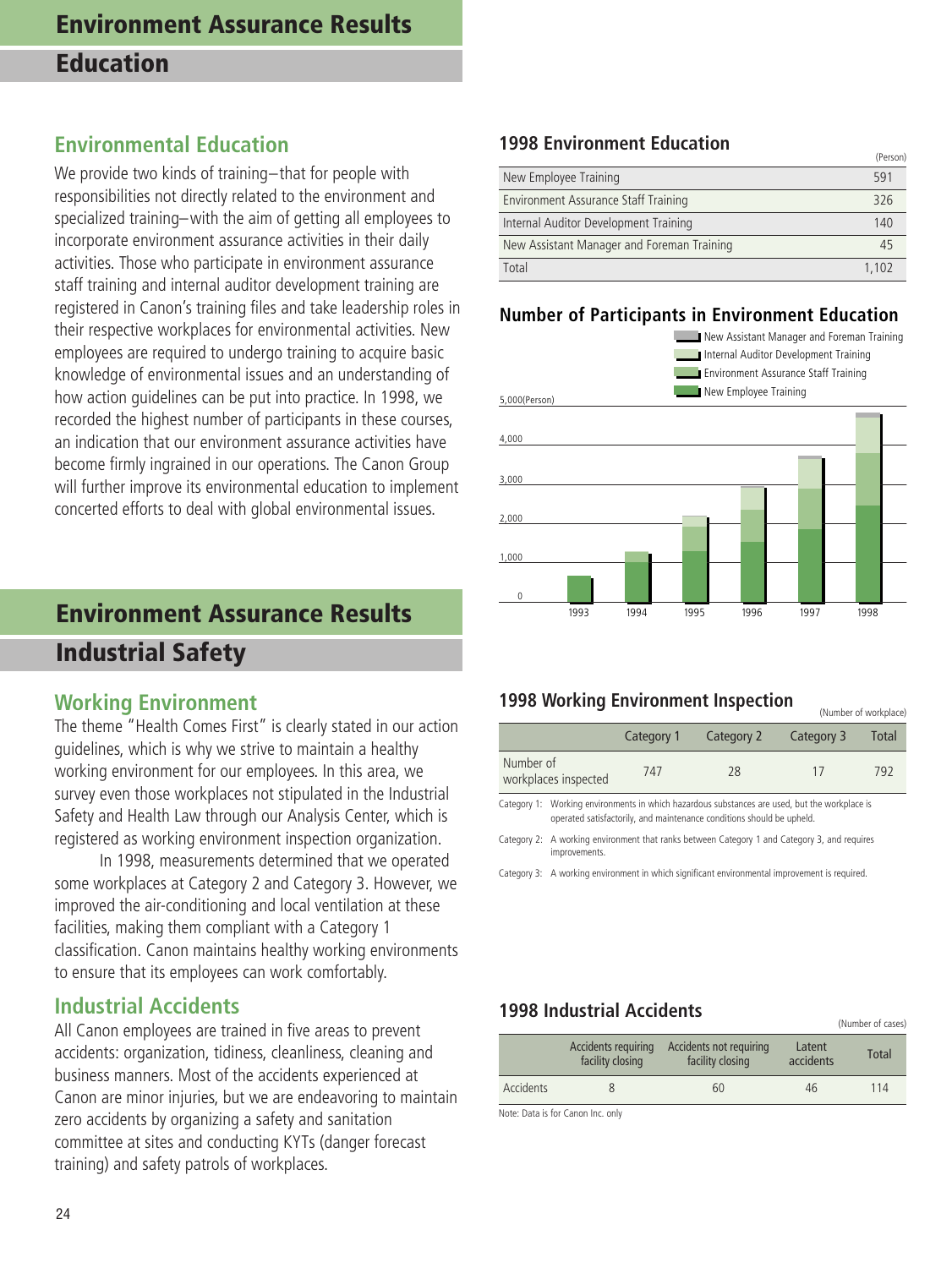# Environment Assurance Results

## Education

### Environmental Education

We provide two kinds of training–that for people with responsibilities not directly related to the environment and specialized training–with the aim of getting all employees to incorporate environment assurance activities in their daily activities. Those who participate in environment assurance staff training and internal auditor development training are registered in Canon's training files and take leadership roles in their respective workplaces for environmental activities. New employees are required to undergo training to acquire basic knowledge of environmental issues and an understanding of how action guidelines can be put into practice. In 1998, we recorded the highest number of participants in these courses, an indication that our environment assurance activities have become firmly ingrained in our operations. The Canon Group will further improve its environmental education to implement concerted efforts to deal with global environmental issues.

### 1998 Environment Education

(Person)

| | |
|---|---|
| New Employee Training | 591 |
| Environment Assurance Staff Training | 326 |
| Internal Auditor Development Training | 140 |
| New Assistant Manager and Foreman Training | 45 |
| Total | 1,102 |

### Number of Participants in Environment Education

Legend: New Assistant Manager and Foreman Training; Internal Auditor Development Training; Environment Assurance Staff Training; New Employee Training

Y-axis: 0 – 5,000 (Person); X-axis: 1993, 1994, 1995, 1996, 1997, 1998

# Environment Assurance Results

## Industrial Safety

### Working Environment

The theme "Health Comes First" is clearly stated in our action guidelines, which is why we strive to maintain a healthy working environment for our employees. In this area, we survey even those workplaces not stipulated in the Industrial Safety and Health Law through our Analysis Center, which is registered as working environment inspection organization.

In 1998, measurements determined that we operated some workplaces at Category 2 and Category 3. However, we improved the air-conditioning and local ventilation at these facilities, making them compliant with a Category 1 classification. Canon maintains healthy working environments to ensure that its employees can work comfortably.

### 1998 Working Environment Inspection

(Number of workplace)

| | Category 1 | Category 2 | Category 3 | Total |
|---|---|---|---|---|
| Number of workplaces inspected | 747 | 28 | 17 | 792 |

Category 1: Working environments in which hazardous substances are used, but the workplace is operated satisfactorily, and maintenance conditions should be upheld.

Category 2: A working environment that ranks between Category 1 and Category 3, and requires improvements.

Category 3: A working environment in which significant environmental improvement is required.

### Industrial Accidents

All Canon employees are trained in five areas to prevent accidents: organization, tidiness, cleanliness, cleaning and business manners. Most of the accidents experienced at Canon are minor injuries, but we are endeavoring to maintain zero accidents by organizing a safety and sanitation committee at sites and conducting KYTs (danger forecast training) and safety patrols of workplaces.

### 1998 Industrial Accidents

(Number of cases)

| | Accidents requiring facility closing | Accidents not requiring facility closing | Latent accidents | Total |
|---|---|---|---|---|
| Accidents | 8 | 60 | 46 | 114 |

Note: Data is for Canon Inc. only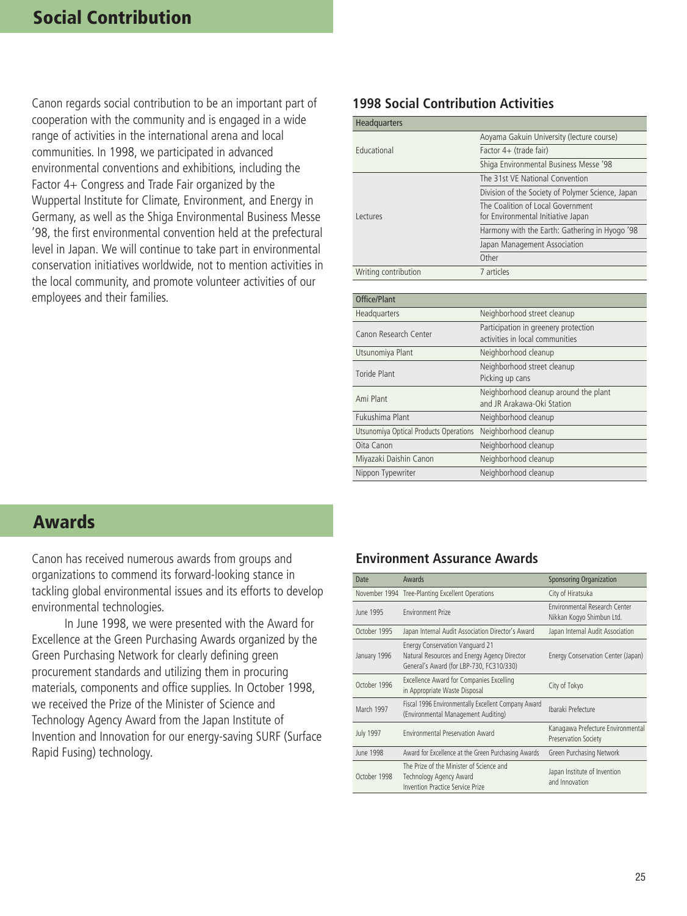## Social Contribution

Canon regards social contribution to be an important part of cooperation with the community and is engaged in a wide range of activities in the international arena and local communities. In 1998, we participated in advanced environmental conventions and exhibitions, including the Factor 4+ Congress and Trade Fair organized by the Wuppertal Institute for Climate, Environment, and Energy in Germany, as well as the Shiga Environmental Business Messe '98, the first environmental convention held at the prefectural level in Japan. We will continue to take part in environmental conservation initiatives worldwide, not to mention activities in the local community, and promote volunteer activities of our employees and their families.

### 1998 Social Contribution Activities

| Headquarters | |
|---|---|
| Educational | Aoyama Gakuin University (lecture course) |
| | Factor 4+ (trade fair) |
| | Shiga Environmental Business Messe '98 |
| Lectures | The 31st VE National Convention |
| | Division of the Society of Polymer Science, Japan |
| | The Coalition of Local Government for Environmental Initiative Japan |
| | Harmony with the Earth: Gathering in Hyogo '98 |
| | Japan Management Association |
| | Other |
| Writing contribution | 7 articles |

| Office/Plant | |
|---|---|
| Headquarters | Neighborhood street cleanup |
| Canon Research Center | Participation in greenery protection activities in local communities |
| Utsunomiya Plant | Neighborhood cleanup |
| Toride Plant | Neighborhood street cleanup<br>Picking up cans |
| Ami Plant | Neighborhood cleanup around the plant and JR Arakawa-Oki Station |
| Fukushima Plant | Neighborhood cleanup |
| Utsunomiya Optical Products Operations | Neighborhood cleanup |
| Oita Canon | Neighborhood cleanup |
| Miyazaki Daishin Canon | Neighborhood cleanup |
| Nippon Typewriter | Neighborhood cleanup |

## Awards

Canon has received numerous awards from groups and organizations to commend its forward-looking stance in tackling global environmental issues and its efforts to develop environmental technologies.

In June 1998, we were presented with the Award for Excellence at the Green Purchasing Awards organized by the Green Purchasing Network for clearly defining green procurement standards and utilizing them in procuring materials, components and office supplies. In October 1998, we received the Prize of the Minister of Science and Technology Agency Award from the Japan Institute of Invention and Innovation for our energy-saving SURF (Surface Rapid Fusing) technology.

### Environment Assurance Awards

| Date | Awards | Sponsoring Organization |
|---|---|---|
| November 1994 | Tree-Planting Excellent Operations | City of Hiratsuka |
| June 1995 | Environment Prize | Environmental Research Center Nikkan Kogyo Shimbun Ltd. |
| October 1995 | Japan Internal Audit Association Director's Award | Japan Internal Audit Association |
| January 1996 | Energy Conservation Vanguard 21 Natural Resources and Energy Agency Director General's Award (for LBP-730, FC310/330) | Energy Conservation Center (Japan) |
| October 1996 | Excellence Award for Companies Excelling in Appropriate Waste Disposal | City of Tokyo |
| March 1997 | Fiscal 1996 Environmentally Excellent Company Award (Environmental Management Auditing) | Ibaraki Prefecture |
| July 1997 | Environmental Preservation Award | Kanagawa Prefecture Environmental Preservation Society |
| June 1998 | Award for Excellence at the Green Purchasing Awards | Green Purchasing Network |
| October 1998 | The Prize of the Minister of Science and Technology Agency Award Invention Practice Service Prize | Japan Institute of Invention and Innovation |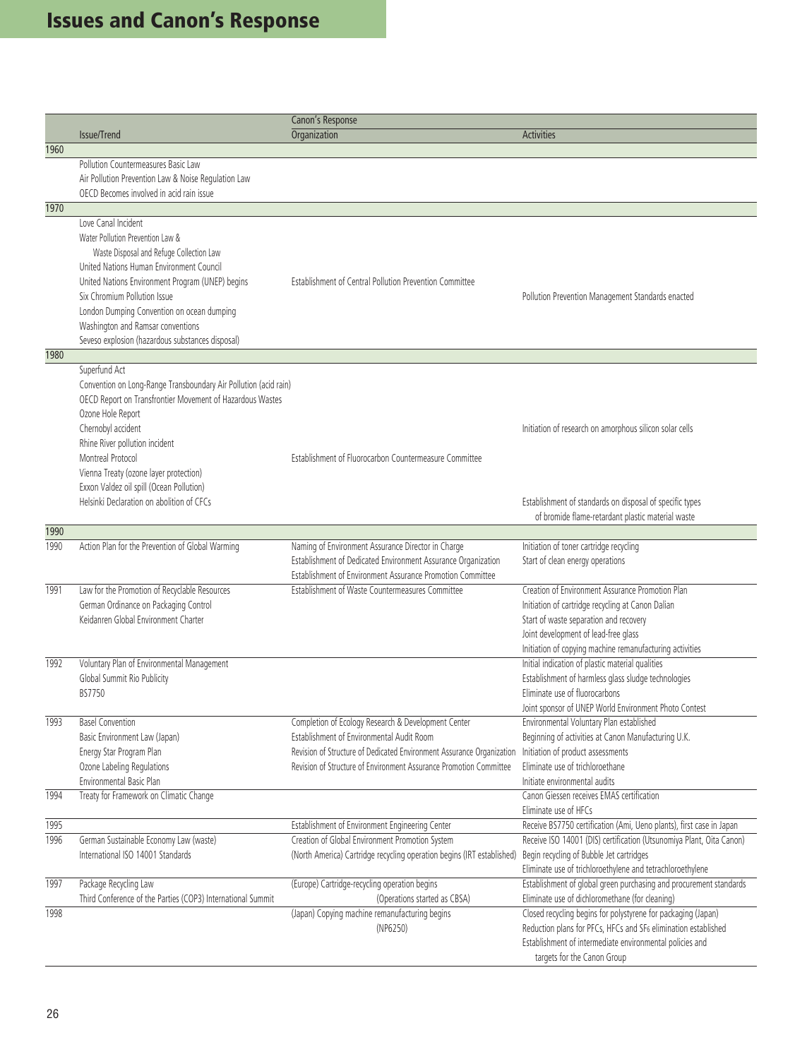# Issues and Canon's Response

| | Issue/Trend | Canon's Response: Organization | Canon's Response: Activities |
|---|---|---|---|
| **1960** | | | |
| | Pollution Countermeasures Basic Law | | |
| | Air Pollution Prevention Law & Noise Regulation Law | | |
| | OECD Becomes involved in acid rain issue | | |
| **1970** | | | |
| | Love Canal Incident | | |
| | Water Pollution Prevention Law & Waste Disposal and Refuge Collection Law | | |
| | United Nations Human Environment Council | | |
| | United Nations Environment Program (UNEP) begins | Establishment of Central Pollution Prevention Committee | |
| | Six Chromium Pollution Issue | | Pollution Prevention Management Standards enacted |
| | London Dumping Convention on ocean dumping | | |
| | Washington and Ramsar conventions | | |
| | Seveso explosion (hazardous substances disposal) | | |
| **1980** | | | |
| | Superfund Act | | |
| | Convention on Long-Range Transboundary Air Pollution (acid rain) | | |
| | OECD Report on Transfrontier Movement of Hazardous Wastes | | |
| | Ozone Hole Report | | |
| | Chernobyl accident | | Initiation of research on amorphous silicon solar cells |
| | Rhine River pollution incident | | |
| | Montreal Protocol | Establishment of Fluorocarbon Countermeasure Committee | |
| | Vienna Treaty (ozone layer protection) | | |
| | Exxon Valdez oil spill (Ocean Pollution) | | |
| | Helsinki Declaration on abolition of CFCs | | Establishment of standards on disposal of specific types of bromide flame-retardant plastic material waste |
| **1990** | | | |
| 1990 | Action Plan for the Prevention of Global Warming | Naming of Environment Assurance Director in Charge<br>Establishment of Dedicated Environment Assurance Organization<br>Establishment of Environment Assurance Promotion Committee | Initiation of toner cartridge recycling<br>Start of clean energy operations |
| 1991 | Law for the Promotion of Recyclable Resources<br>German Ordinance on Packaging Control<br>Keidanren Global Environment Charter | Establishment of Waste Countermeasures Committee | Creation of Environment Assurance Promotion Plan<br>Initiation of cartridge recycling at Canon Dalian<br>Start of waste separation and recovery<br>Joint development of lead-free glass<br>Initiation of copying machine remanufacturing activities |
| 1992 | Voluntary Plan of Environmental Management<br>Global Summit Rio Publicity<br>BS7750 | | Initial indication of plastic material qualities<br>Establishment of harmless glass sludge technologies<br>Eliminate use of fluorocarbons<br>Joint sponsor of UNEP World Environment Photo Contest |
| 1993 | Basel Convention<br>Basic Environment Law (Japan)<br>Energy Star Program Plan<br>Ozone Labeling Regulations<br>Environmental Basic Plan | Completion of Ecology Research & Development Center<br>Establishment of Environmental Audit Room<br>Revision of Structure of Dedicated Environment Assurance Organization<br>Revision of Structure of Environment Assurance Promotion Committee | Environmental Voluntary Plan established<br>Beginning of activities at Canon Manufacturing U.K.<br>Initiation of product assessments<br>Eliminate use of trichloroethane<br>Initiate environmental audits |
| 1994 | Treaty for Framework on Climatic Change | | Canon Giessen receives EMAS certification<br>Eliminate use of HFCs |
| 1995 | | Establishment of Environment Engineering Center | Receive BS7750 certification (Ami, Ueno plants), first case in Japan |
| 1996 | German Sustainable Economy Law (waste)<br>International ISO 14001 Standards | Creation of Global Environment Promotion System<br>(North America) Cartridge recycling operation begins (IRT established) | Receive ISO 14001 (DIS) certification (Utsunomiya Plant, Oita Canon)<br>Begin recycling of Bubble Jet cartridges<br>Eliminate use of trichloroethylene and tetrachloroethylene |
| 1997 | Package Recycling Law<br>Third Conference of the Parties (COP3) International Summit | (Europe) Cartridge-recycling operation begins (Operations started as CBSA) | Establishment of global green purchasing and procurement standards<br>Eliminate use of dichloromethane (for cleaning) |
| 1998 | | (Japan) Copying machine remanufacturing begins (NP6250) | Closed recycling begins for polystyrene for packaging (Japan)<br>Reduction plans for PFCs, HFCs and $SF_6$ elimination established<br>Establishment of intermediate environmental policies and targets for the Canon Group |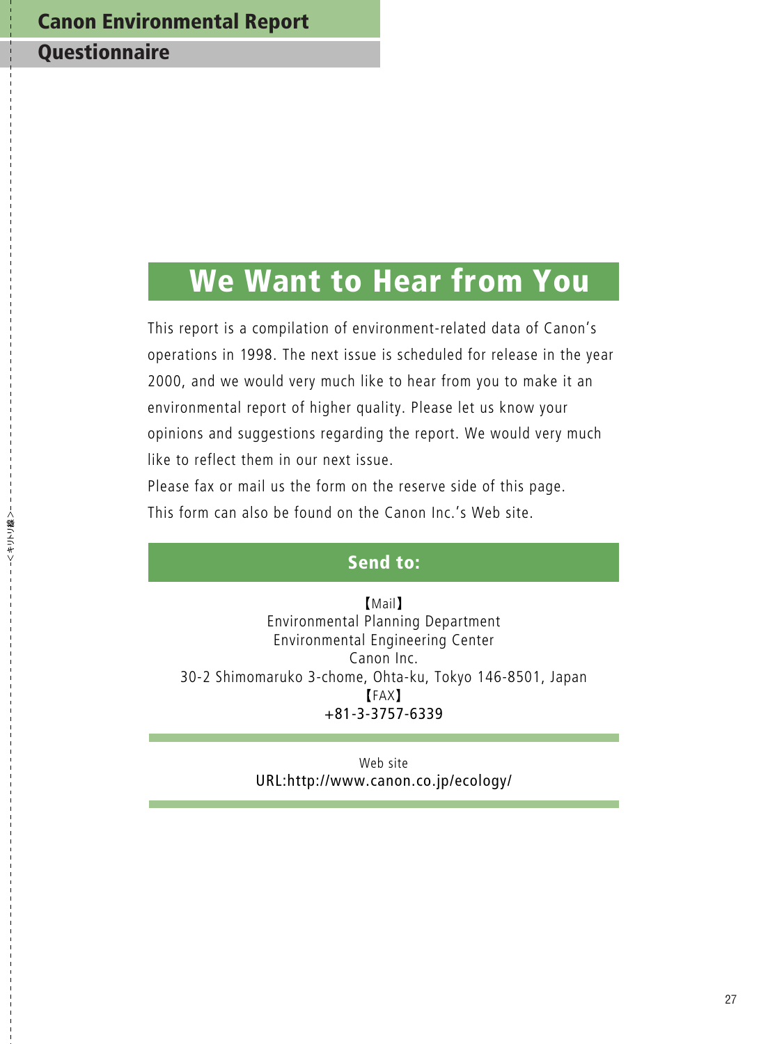# Canon Environmental Report

## Questionnaire

## We Want to Hear from You

This report is a compilation of environment-related data of Canon's operations in 1998. The next issue is scheduled for release in the year 2000, and we would very much like to hear from you to make it an environmental report of higher quality. Please let us know your opinions and suggestions regarding the report. We would very much like to reflect them in our next issue.

Please fax or mail us the form on the reserve side of this page.

This form can also be found on the Canon Inc.'s Web site.

### Send to:

【Mail】
Environmental Planning Department
Environmental Engineering Center
Canon Inc.
30-2 Shimomaruko 3-chome, Ohta-ku, Tokyo 146-8501, Japan

【FAX】
+81-3-3757-6339

Web site
URL:http://www.canon.co.jp/ecology/

<キリトリ線>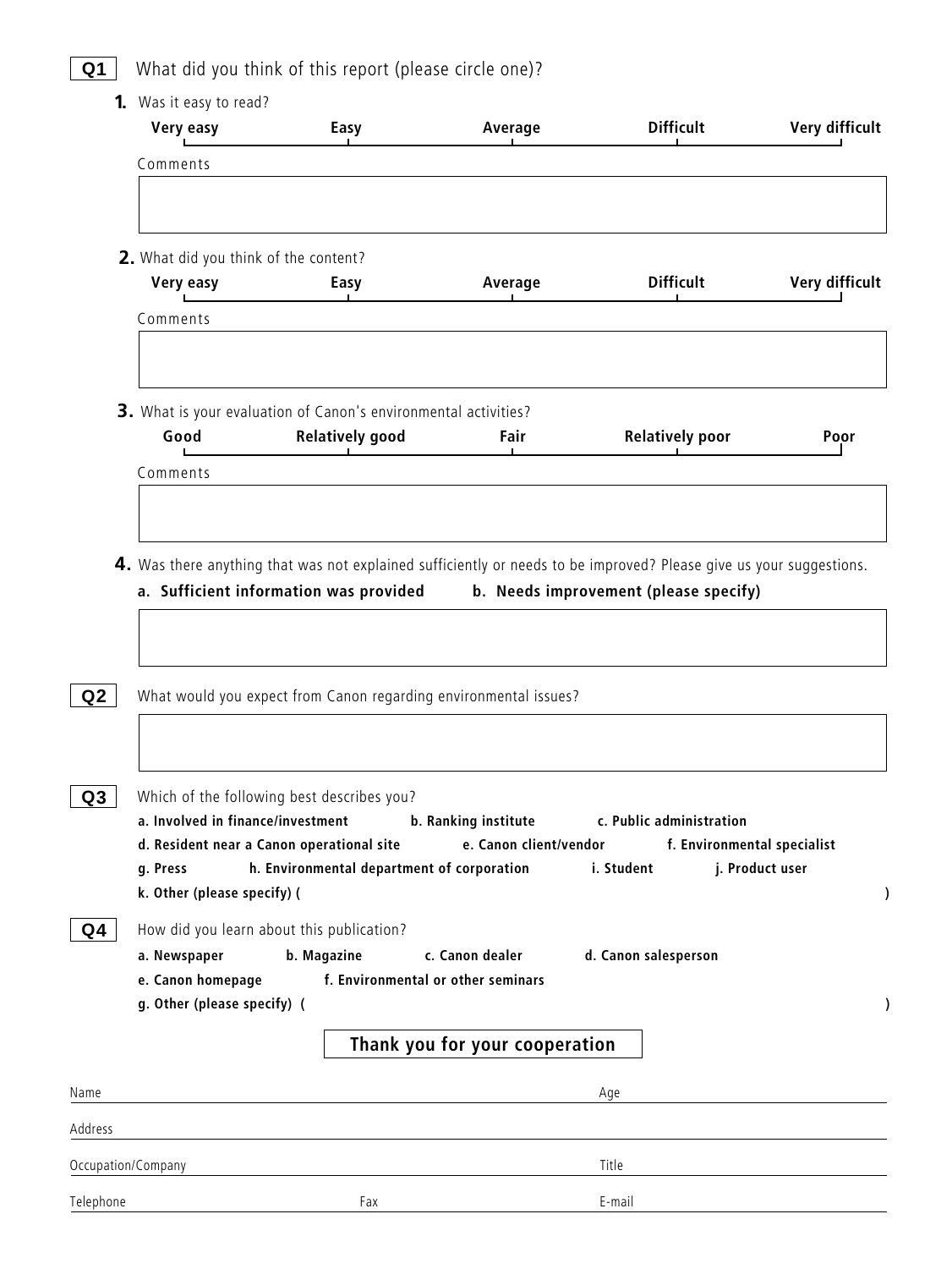**Q1** What did you think of this report (please circle one)?

**1.** Was it easy to read?

**Very easy** — **Easy** — **Average** — **Difficult** — **Very difficult**

Comments

**2.** What did you think of the content?

**Very easy** — **Easy** — **Average** — **Difficult** — **Very difficult**

Comments

**3.** What is your evaluation of Canon's environmental activities?

**Good** — **Relatively good** — **Fair** — **Relatively poor** — **Poor**

Comments

**4.** Was there anything that was not explained sufficiently or needs to be improved? Please give us your suggestions.

**a. Sufficient information was provided** **b. Needs improvement (please specify)**

**Q2** What would you expect from Canon regarding environmental issues?

**Q3** Which of the following best describes you?

**a. Involved in finance/investment** **b. Ranking institute** **c. Public administration**
**d. Resident near a Canon operational site** **e. Canon client/vendor** **f. Environmental specialist**
**g. Press** **h. Environmental department of corporation** **i. Student** **j. Product user**
**k. Other (please specify) (** **)**

**Q4** How did you learn about this publication?

**a. Newspaper** **b. Magazine** **c. Canon dealer** **d. Canon salesperson**
**e. Canon homepage** **f. Environmental or other seminars**
**g. Other (please specify) (** **)**

**Thank you for your cooperation**

Name Age

Address

Occupation/Company Title

Telephone Fax E-mail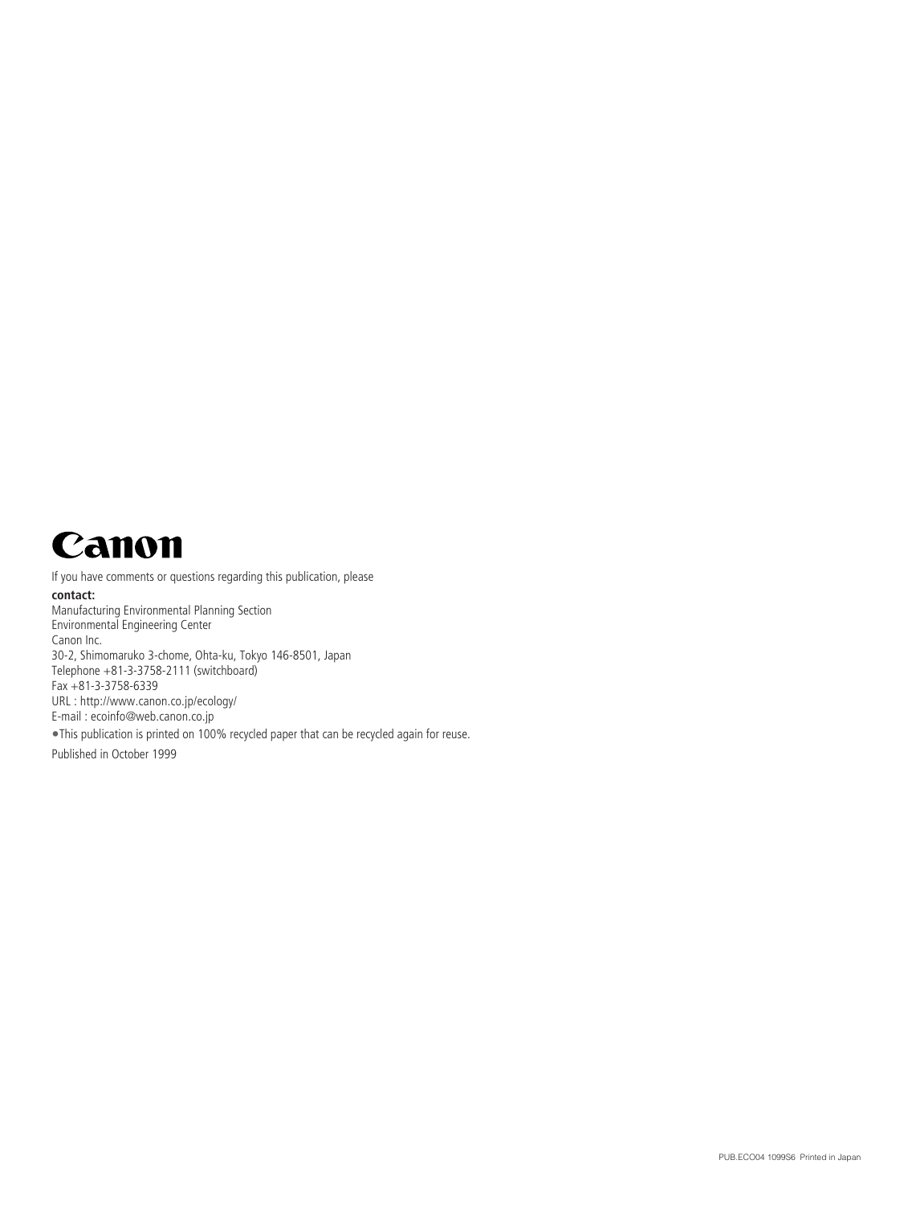Canon

If you have comments or questions regarding this publication, please

**contact:**

Manufacturing Environmental Planning Section
Environmental Engineering Center
Canon Inc.
30-2, Shimomaruko 3-chome, Ohta-ku, Tokyo 146-8501, Japan
Telephone +81-3-3758-2111 (switchboard)
Fax +81-3-3758-6339
URL : http://www.canon.co.jp/ecology/
E-mail : ecoinfo@web.canon.co.jp

•This publication is printed on 100% recycled paper that can be recycled again for reuse.

Published in October 1999

PUB.ECO04 1099S6 Printed in Japan